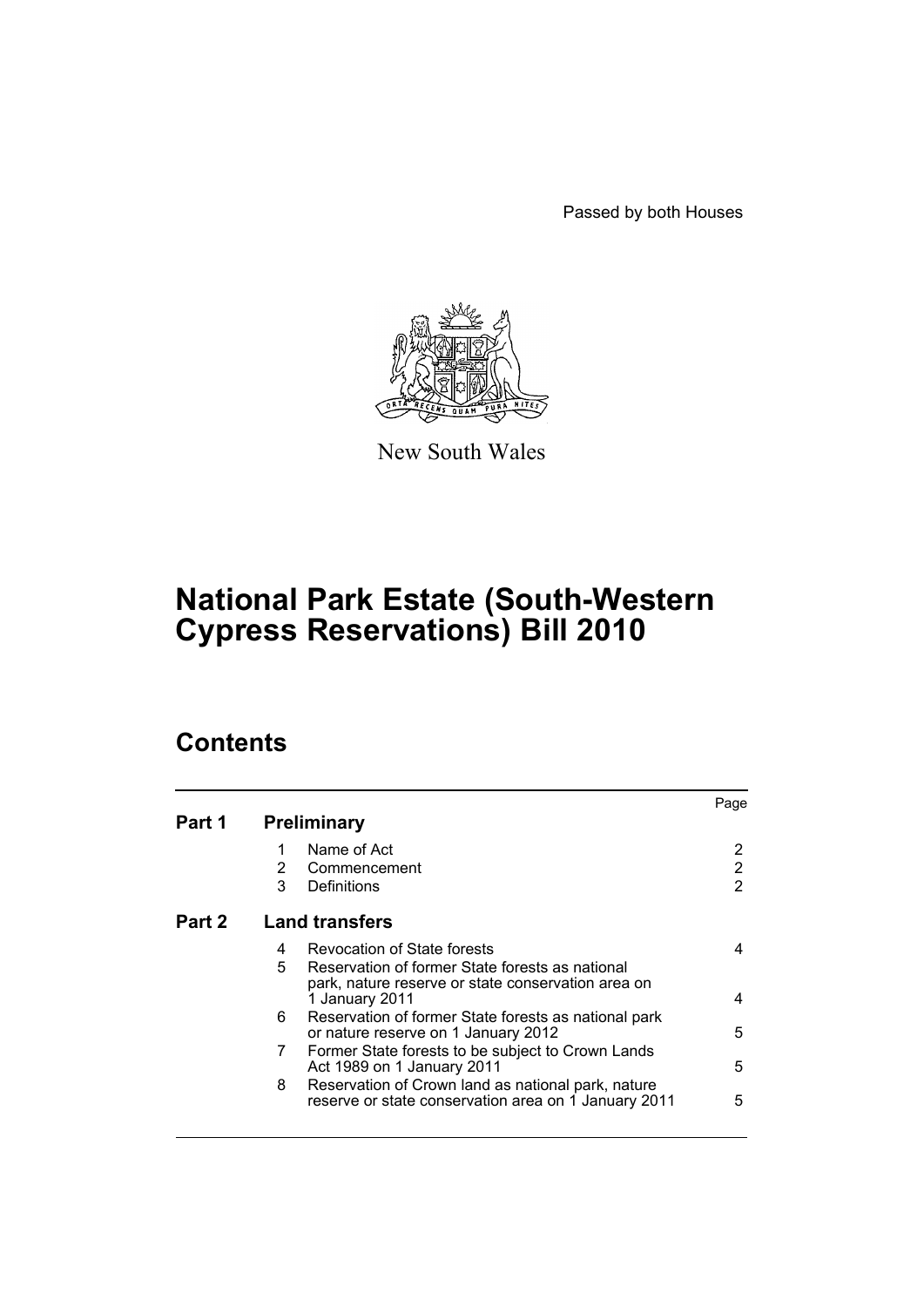Passed by both Houses

New South Wales

# National Park Estate (South-Western Cypress Reservations) Bill 2010

## Contents

| | | | Page |
|---|---|---|---|
| **Part 1** | **Preliminary** | | |
| | 1 | Name of Act | 2 |
| | 2 | Commencement | 2 |
| | 3 | Definitions | 2 |
| **Part 2** | **Land transfers** | | |
| | 4 | Revocation of State forests | 4 |
| | 5 | Reservation of former State forests as national park, nature reserve or state conservation area on 1 January 2011 | 4 |
| | 6 | Reservation of former State forests as national park or nature reserve on 1 January 2012 | 5 |
| | 7 | Former State forests to be subject to Crown Lands Act 1989 on 1 January 2011 | 5 |
| | 8 | Reservation of Crown land as national park, nature reserve or state conservation area on 1 January 2011 | 5 |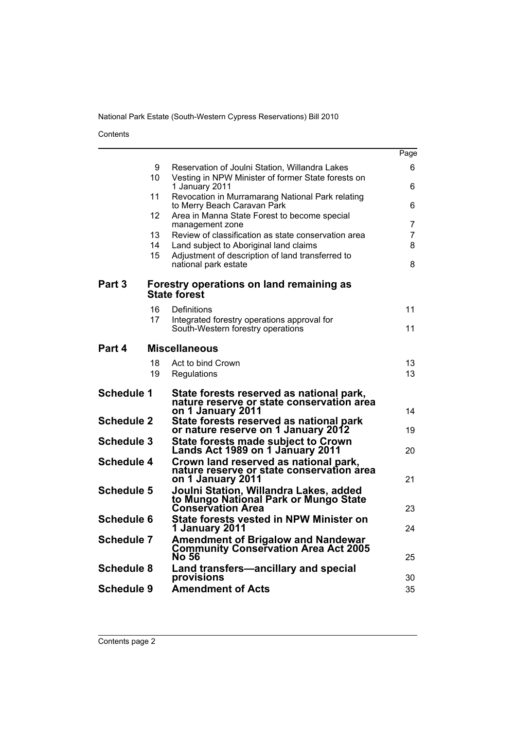| | | | Page |
|---|---|---|---|
| | 9 | Reservation of Joulni Station, Willandra Lakes | 6 |
| | 10 | Vesting in NPW Minister of former State forests on 1 January 2011 | 6 |
| | 11 | Revocation in Murramarang National Park relating to Merry Beach Caravan Park | 6 |
| | 12 | Area in Manna State Forest to become special management zone | 7 |
| | 13 | Review of classification as state conservation area | 7 |
| | 14 | Land subject to Aboriginal land claims | 8 |
| | 15 | Adjustment of description of land transferred to national park estate | 8 |
| **Part 3** | | **Forestry operations on land remaining as State forest** | |
| | 16 | Definitions | 11 |
| | 17 | Integrated forestry operations approval for South-Western forestry operations | 11 |
| **Part 4** | | **Miscellaneous** | |
| | 18 | Act to bind Crown | 13 |
| | 19 | Regulations | 13 |
| **Schedule 1** | | **State forests reserved as national park, nature reserve or state conservation area on 1 January 2011** | 14 |
| **Schedule 2** | | **State forests reserved as national park or nature reserve on 1 January 2012** | 19 |
| **Schedule 3** | | **State forests made subject to Crown Lands Act 1989 on 1 January 2011** | 20 |
| **Schedule 4** | | **Crown land reserved as national park, nature reserve or state conservation area on 1 January 2011** | 21 |
| **Schedule 5** | | **Joulni Station, Willandra Lakes, added to Mungo National Park or Mungo State Conservation Area** | 23 |
| **Schedule 6** | | **State forests vested in NPW Minister on 1 January 2011** | 24 |
| **Schedule 7** | | **Amendment of Brigalow and Nandewar Community Conservation Area Act 2005 No 56** | 25 |
| **Schedule 8** | | **Land transfers—ancillary and special provisions** | 30 |
| **Schedule 9** | | **Amendment of Acts** | 35 |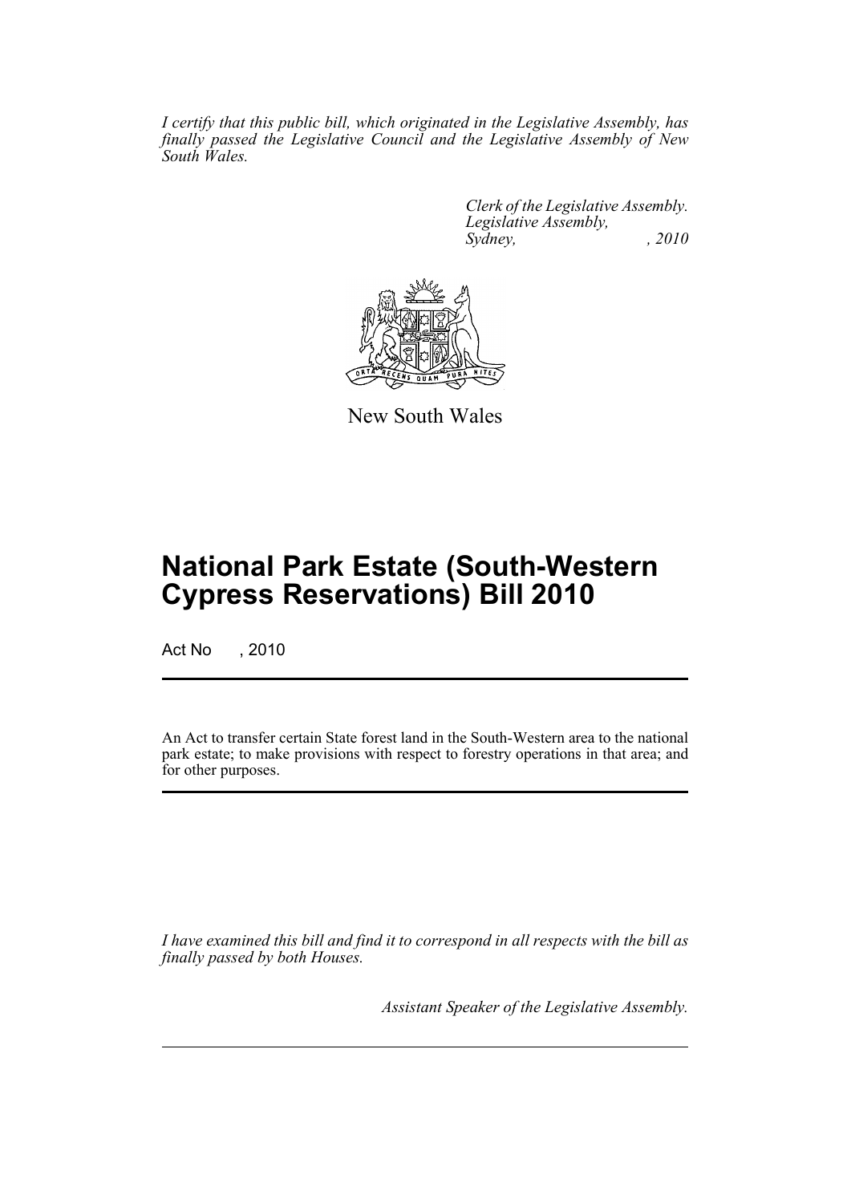*I certify that this public bill, which originated in the Legislative Assembly, has finally passed the Legislative Council and the Legislative Assembly of New South Wales.*

*Clerk of the Legislative Assembly.*
*Legislative Assembly,*
*Sydney, , 2010*

New South Wales

# National Park Estate (South-Western Cypress Reservations) Bill 2010

Act No , 2010

An Act to transfer certain State forest land in the South-Western area to the national park estate; to make provisions with respect to forestry operations in that area; and for other purposes.

*I have examined this bill and find it to correspond in all respects with the bill as finally passed by both Houses.*

*Assistant Speaker of the Legislative Assembly.*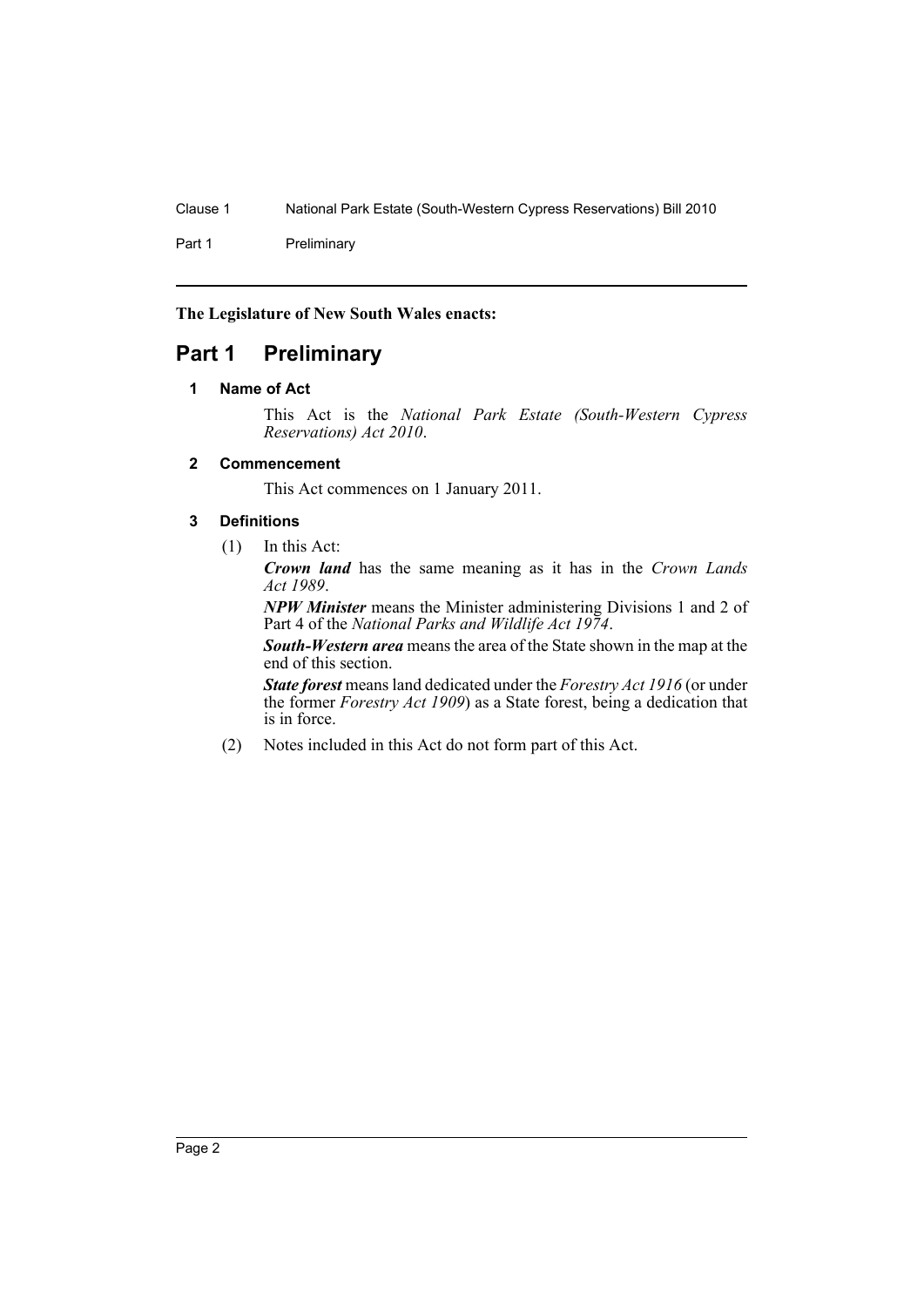**The Legislature of New South Wales enacts:**

# Part 1 Preliminary

## 1 Name of Act

This Act is the *National Park Estate (South-Western Cypress Reservations) Act 2010*.

## 2 Commencement

This Act commences on 1 January 2011.

## 3 Definitions

(1) In this Act:

***Crown land*** has the same meaning as it has in the *Crown Lands Act 1989*.

***NPW Minister*** means the Minister administering Divisions 1 and 2 of Part 4 of the *National Parks and Wildlife Act 1974*.

***South-Western area*** means the area of the State shown in the map at the end of this section.

***State forest*** means land dedicated under the *Forestry Act 1916* (or under the former *Forestry Act 1909*) as a State forest, being a dedication that is in force.

(2) Notes included in this Act do not form part of this Act.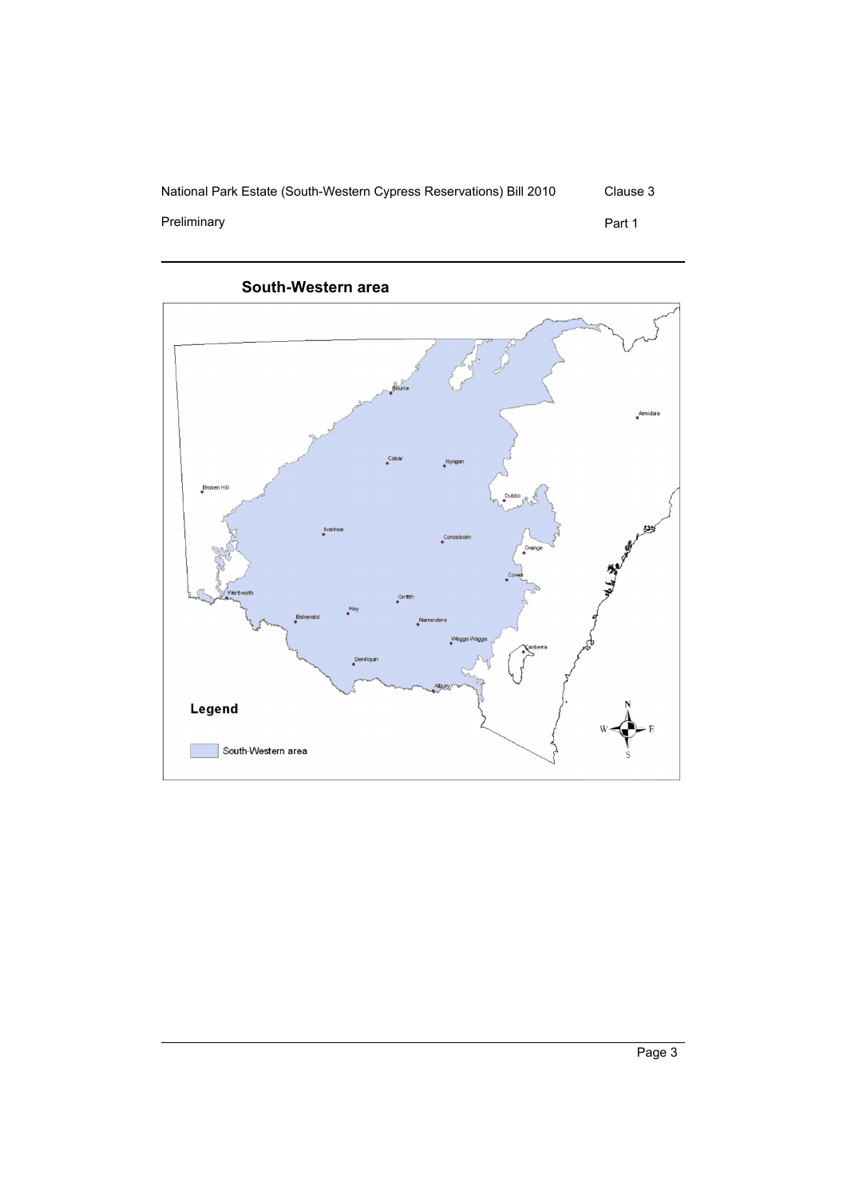## South-Western area

Broken Hill

Bourke

Armidale

Cobar

Nyngan

Dubbo

Ivanhoe

Condobolin

Orange

Cowra

Wentworth

Griffith

Hay

Balranald

Narrandera

Wagga Wagga

Canberra

Deniliquin

Albury

**Legend**

South-Western area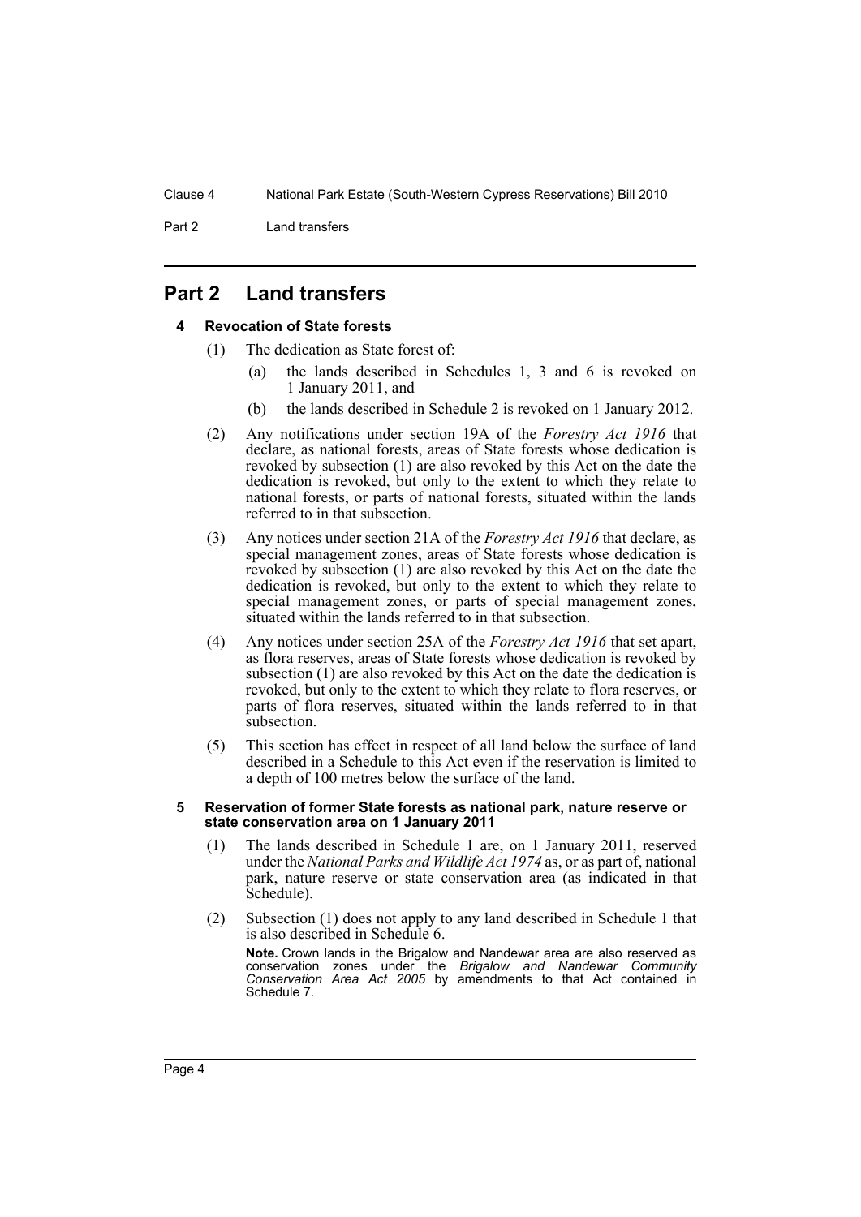# Part 2 Land transfers

### 4 Revocation of State forests

(1) The dedication as State forest of:

(a) the lands described in Schedules 1, 3 and 6 is revoked on 1 January 2011, and

(b) the lands described in Schedule 2 is revoked on 1 January 2012.

(2) Any notifications under section 19A of the *Forestry Act 1916* that declare, as national forests, areas of State forests whose dedication is revoked by subsection (1) are also revoked by this Act on the date the dedication is revoked, but only to the extent to which they relate to national forests, or parts of national forests, situated within the lands referred to in that subsection.

(3) Any notices under section 21A of the *Forestry Act 1916* that declare, as special management zones, areas of State forests whose dedication is revoked by subsection (1) are also revoked by this Act on the date the dedication is revoked, but only to the extent to which they relate to special management zones, or parts of special management zones, situated within the lands referred to in that subsection.

(4) Any notices under section 25A of the *Forestry Act 1916* that set apart, as flora reserves, areas of State forests whose dedication is revoked by subsection (1) are also revoked by this Act on the date the dedication is revoked, but only to the extent to which they relate to flora reserves, or parts of flora reserves, situated within the lands referred to in that subsection.

(5) This section has effect in respect of all land below the surface of land described in a Schedule to this Act even if the reservation is limited to a depth of 100 metres below the surface of the land.

### 5 Reservation of former State forests as national park, nature reserve or state conservation area on 1 January 2011

(1) The lands described in Schedule 1 are, on 1 January 2011, reserved under the *National Parks and Wildlife Act 1974* as, or as part of, national park, nature reserve or state conservation area (as indicated in that Schedule).

(2) Subsection (1) does not apply to any land described in Schedule 1 that is also described in Schedule 6.

**Note.** Crown lands in the Brigalow and Nandewar area are also reserved as conservation zones under the *Brigalow and Nandewar Community Conservation Area Act 2005* by amendments to that Act contained in Schedule 7.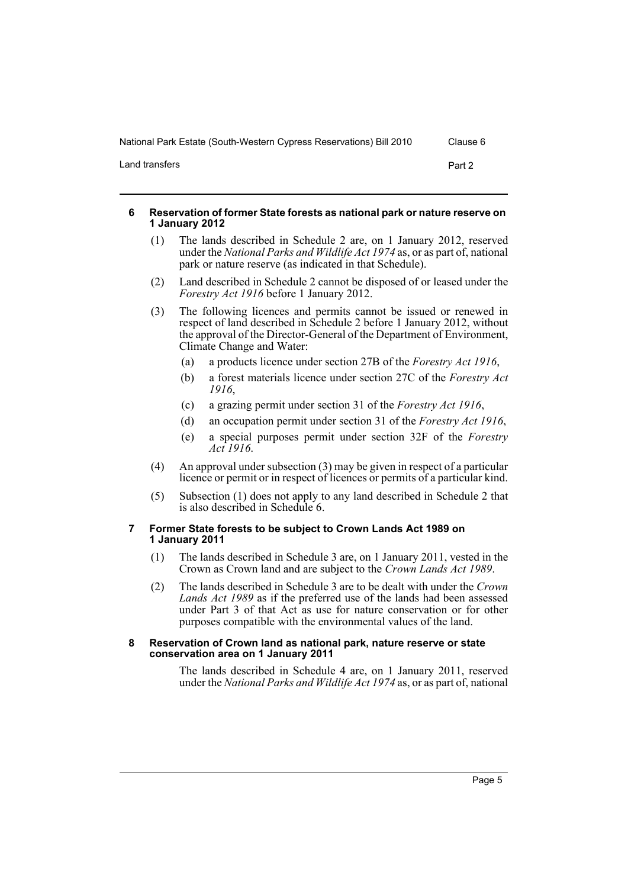## 6 Reservation of former State forests as national park or nature reserve on 1 January 2012

(1) The lands described in Schedule 2 are, on 1 January 2012, reserved under the *National Parks and Wildlife Act 1974* as, or as part of, national park or nature reserve (as indicated in that Schedule).

(2) Land described in Schedule 2 cannot be disposed of or leased under the *Forestry Act 1916* before 1 January 2012.

(3) The following licences and permits cannot be issued or renewed in respect of land described in Schedule 2 before 1 January 2012, without the approval of the Director-General of the Department of Environment, Climate Change and Water:

- (a) a products licence under section 27B of the *Forestry Act 1916*,
- (b) a forest materials licence under section 27C of the *Forestry Act 1916*,
- (c) a grazing permit under section 31 of the *Forestry Act 1916*,
- (d) an occupation permit under section 31 of the *Forestry Act 1916*,
- (e) a special purposes permit under section 32F of the *Forestry Act 1916*.

(4) An approval under subsection (3) may be given in respect of a particular licence or permit or in respect of licences or permits of a particular kind.

(5) Subsection (1) does not apply to any land described in Schedule 2 that is also described in Schedule 6.

## 7 Former State forests to be subject to Crown Lands Act 1989 on 1 January 2011

(1) The lands described in Schedule 3 are, on 1 January 2011, vested in the Crown as Crown land and are subject to the *Crown Lands Act 1989*.

(2) The lands described in Schedule 3 are to be dealt with under the *Crown Lands Act 1989* as if the preferred use of the lands had been assessed under Part 3 of that Act as use for nature conservation or for other purposes compatible with the environmental values of the land.

## 8 Reservation of Crown land as national park, nature reserve or state conservation area on 1 January 2011

The lands described in Schedule 4 are, on 1 January 2011, reserved under the *National Parks and Wildlife Act 1974* as, or as part of, national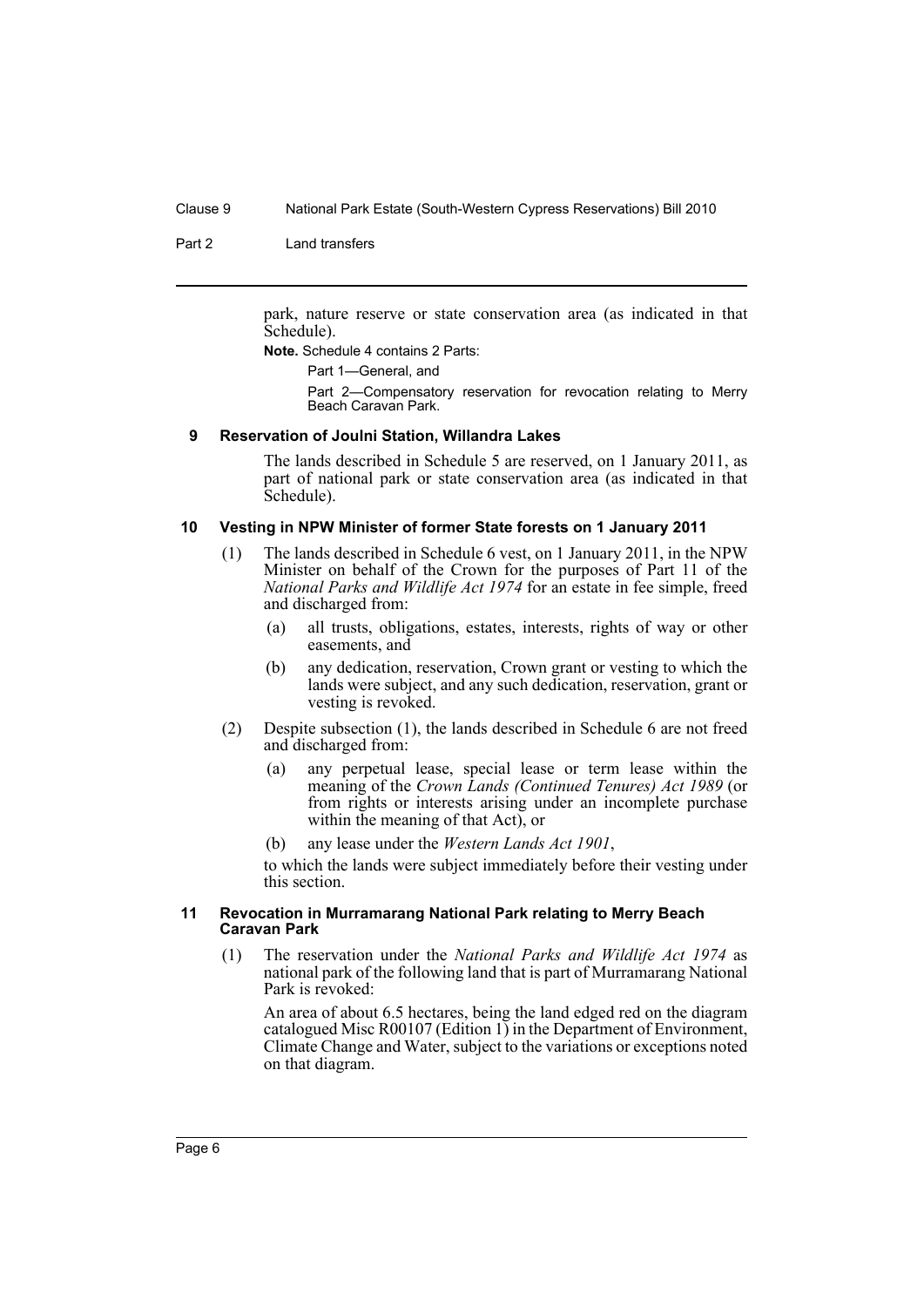park, nature reserve or state conservation area (as indicated in that Schedule).

**Note.** Schedule 4 contains 2 Parts:

Part 1—General, and

Part 2—Compensatory reservation for revocation relating to Merry Beach Caravan Park.

### 9 Reservation of Joulni Station, Willandra Lakes

The lands described in Schedule 5 are reserved, on 1 January 2011, as part of national park or state conservation area (as indicated in that Schedule).

### 10 Vesting in NPW Minister of former State forests on 1 January 2011

(1) The lands described in Schedule 6 vest, on 1 January 2011, in the NPW Minister on behalf of the Crown for the purposes of Part 11 of the *National Parks and Wildlife Act 1974* for an estate in fee simple, freed and discharged from:

- (a) all trusts, obligations, estates, interests, rights of way or other easements, and
- (b) any dedication, reservation, Crown grant or vesting to which the lands were subject, and any such dedication, reservation, grant or vesting is revoked.

(2) Despite subsection (1), the lands described in Schedule 6 are not freed and discharged from:

- (a) any perpetual lease, special lease or term lease within the meaning of the *Crown Lands (Continued Tenures) Act 1989* (or from rights or interests arising under an incomplete purchase within the meaning of that Act), or
- (b) any lease under the *Western Lands Act 1901*,

to which the lands were subject immediately before their vesting under this section.

### 11 Revocation in Murramarang National Park relating to Merry Beach Caravan Park

(1) The reservation under the *National Parks and Wildlife Act 1974* as national park of the following land that is part of Murramarang National Park is revoked:

An area of about 6.5 hectares, being the land edged red on the diagram catalogued Misc R00107 (Edition 1) in the Department of Environment, Climate Change and Water, subject to the variations or exceptions noted on that diagram.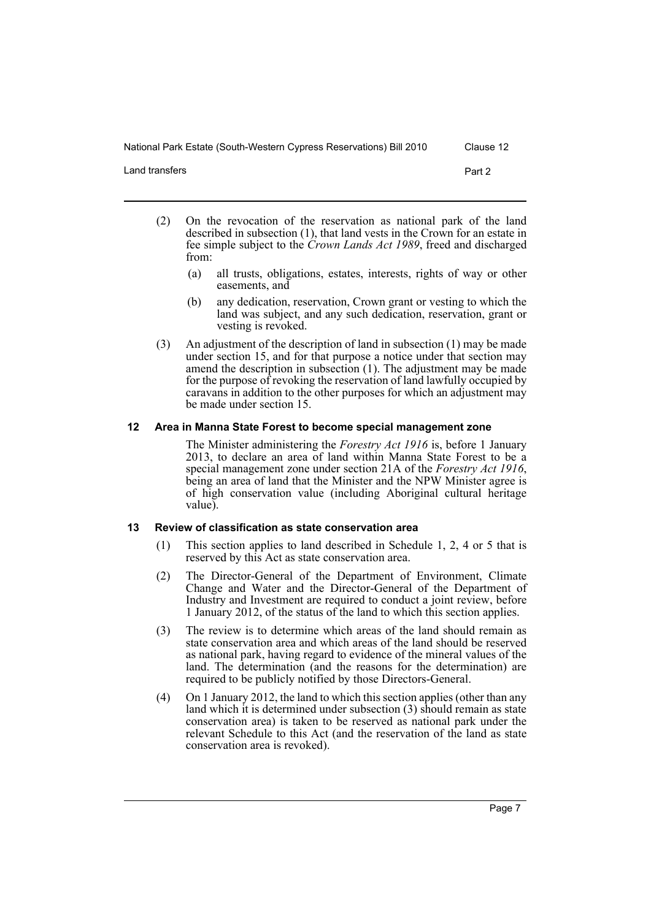(2) On the revocation of the reservation as national park of the land described in subsection (1), that land vests in the Crown for an estate in fee simple subject to the *Crown Lands Act 1989*, freed and discharged from:

(a) all trusts, obligations, estates, interests, rights of way or other easements, and

(b) any dedication, reservation, Crown grant or vesting to which the land was subject, and any such dedication, reservation, grant or vesting is revoked.

(3) An adjustment of the description of land in subsection (1) may be made under section 15, and for that purpose a notice under that section may amend the description in subsection (1). The adjustment may be made for the purpose of revoking the reservation of land lawfully occupied by caravans in addition to the other purposes for which an adjustment may be made under section 15.

### 12 Area in Manna State Forest to become special management zone

The Minister administering the *Forestry Act 1916* is, before 1 January 2013, to declare an area of land within Manna State Forest to be a special management zone under section 21A of the *Forestry Act 1916*, being an area of land that the Minister and the NPW Minister agree is of high conservation value (including Aboriginal cultural heritage value).

### 13 Review of classification as state conservation area

(1) This section applies to land described in Schedule 1, 2, 4 or 5 that is reserved by this Act as state conservation area.

(2) The Director-General of the Department of Environment, Climate Change and Water and the Director-General of the Department of Industry and Investment are required to conduct a joint review, before 1 January 2012, of the status of the land to which this section applies.

(3) The review is to determine which areas of the land should remain as state conservation area and which areas of the land should be reserved as national park, having regard to evidence of the mineral values of the land. The determination (and the reasons for the determination) are required to be publicly notified by those Directors-General.

(4) On 1 January 2012, the land to which this section applies (other than any land which it is determined under subsection (3) should remain as state conservation area) is taken to be reserved as national park under the relevant Schedule to this Act (and the reservation of the land as state conservation area is revoked).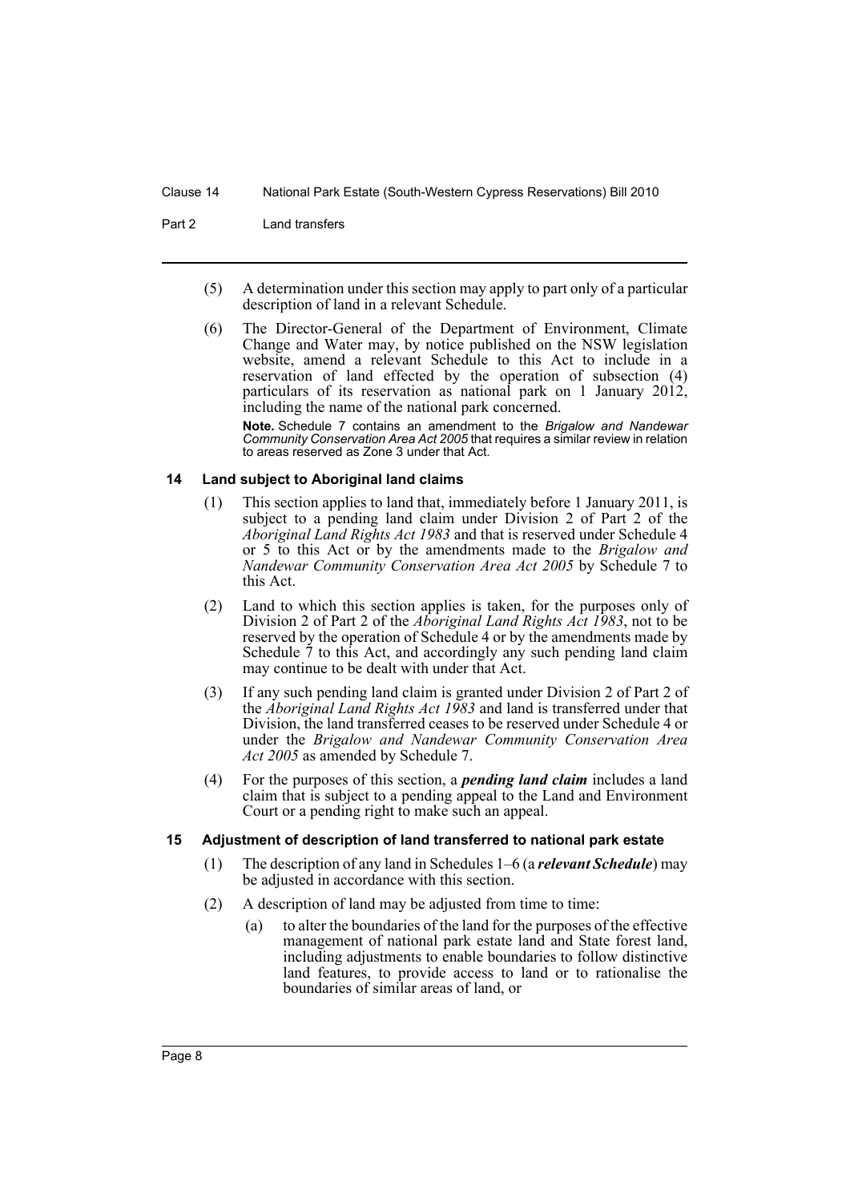(5) A determination under this section may apply to part only of a particular description of land in a relevant Schedule.

(6) The Director-General of the Department of Environment, Climate Change and Water may, by notice published on the NSW legislation website, amend a relevant Schedule to this Act to include in a reservation of land effected by the operation of subsection (4) particulars of its reservation as national park on 1 January 2012, including the name of the national park concerned.

**Note.** Schedule 7 contains an amendment to the *Brigalow and Nandewar Community Conservation Area Act 2005* that requires a similar review in relation to areas reserved as Zone 3 under that Act.

### 14 Land subject to Aboriginal land claims

(1) This section applies to land that, immediately before 1 January 2011, is subject to a pending land claim under Division 2 of Part 2 of the *Aboriginal Land Rights Act 1983* and that is reserved under Schedule 4 or 5 to this Act or by the amendments made to the *Brigalow and Nandewar Community Conservation Area Act 2005* by Schedule 7 to this Act.

(2) Land to which this section applies is taken, for the purposes only of Division 2 of Part 2 of the *Aboriginal Land Rights Act 1983*, not to be reserved by the operation of Schedule 4 or by the amendments made by Schedule 7 to this Act, and accordingly any such pending land claim may continue to be dealt with under that Act.

(3) If any such pending land claim is granted under Division 2 of Part 2 of the *Aboriginal Land Rights Act 1983* and land is transferred under that Division, the land transferred ceases to be reserved under Schedule 4 or under the *Brigalow and Nandewar Community Conservation Area Act 2005* as amended by Schedule 7.

(4) For the purposes of this section, a ***pending land claim*** includes a land claim that is subject to a pending appeal to the Land and Environment Court or a pending right to make such an appeal.

### 15 Adjustment of description of land transferred to national park estate

(1) The description of any land in Schedules 1–6 (a ***relevant Schedule***) may be adjusted in accordance with this section.

(2) A description of land may be adjusted from time to time:

(a) to alter the boundaries of the land for the purposes of the effective management of national park estate land and State forest land, including adjustments to enable boundaries to follow distinctive land features, to provide access to land or to rationalise the boundaries of similar areas of land, or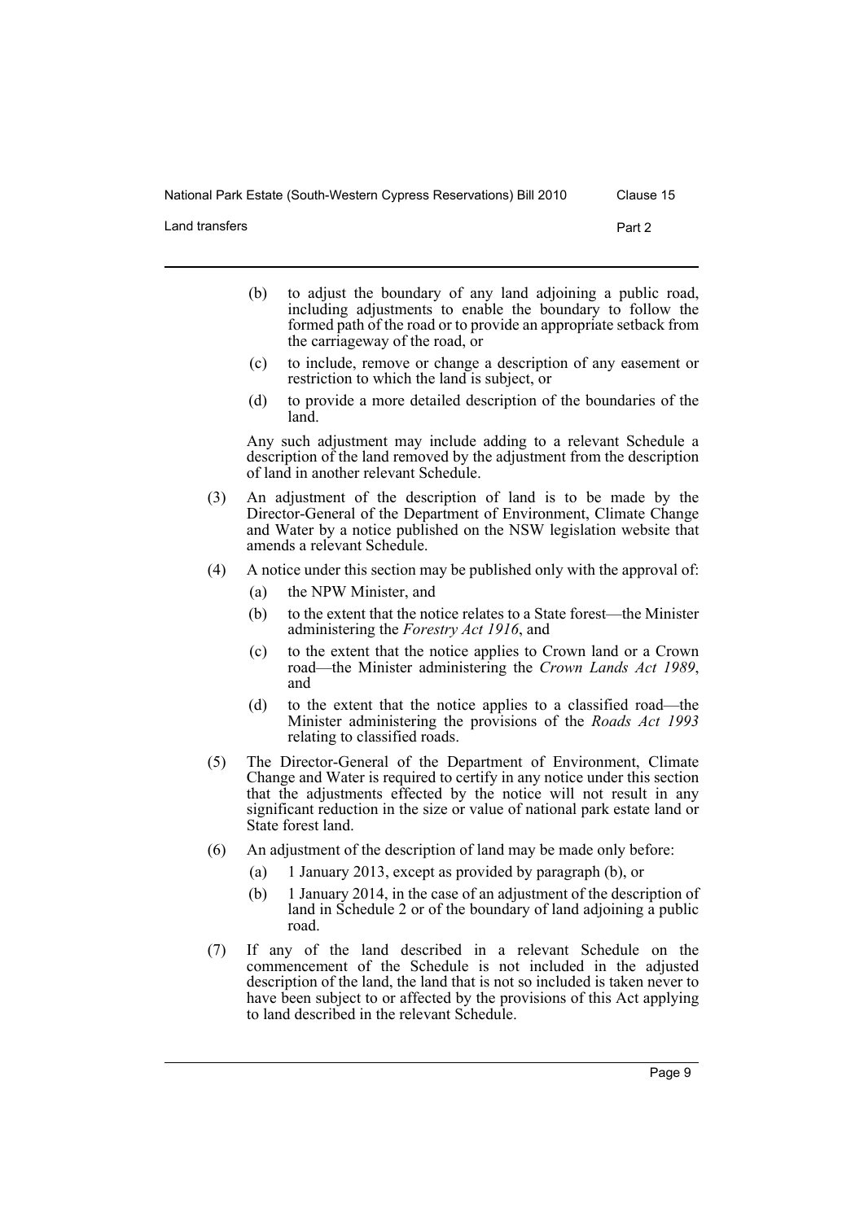(b) to adjust the boundary of any land adjoining a public road, including adjustments to enable the boundary to follow the formed path of the road or to provide an appropriate setback from the carriageway of the road, or

(c) to include, remove or change a description of any easement or restriction to which the land is subject, or

(d) to provide a more detailed description of the boundaries of the land.

Any such adjustment may include adding to a relevant Schedule a description of the land removed by the adjustment from the description of land in another relevant Schedule.

(3) An adjustment of the description of land is to be made by the Director-General of the Department of Environment, Climate Change and Water by a notice published on the NSW legislation website that amends a relevant Schedule.

(4) A notice under this section may be published only with the approval of:

(a) the NPW Minister, and

(b) to the extent that the notice relates to a State forest—the Minister administering the *Forestry Act 1916*, and

(c) to the extent that the notice applies to Crown land or a Crown road—the Minister administering the *Crown Lands Act 1989*, and

(d) to the extent that the notice applies to a classified road—the Minister administering the provisions of the *Roads Act 1993* relating to classified roads.

(5) The Director-General of the Department of Environment, Climate Change and Water is required to certify in any notice under this section that the adjustments effected by the notice will not result in any significant reduction in the size or value of national park estate land or State forest land.

(6) An adjustment of the description of land may be made only before:

(a) 1 January 2013, except as provided by paragraph (b), or

(b) 1 January 2014, in the case of an adjustment of the description of land in Schedule 2 or of the boundary of land adjoining a public road.

(7) If any of the land described in a relevant Schedule on the commencement of the Schedule is not included in the adjusted description of the land, the land that is not so included is taken never to have been subject to or affected by the provisions of this Act applying to land described in the relevant Schedule.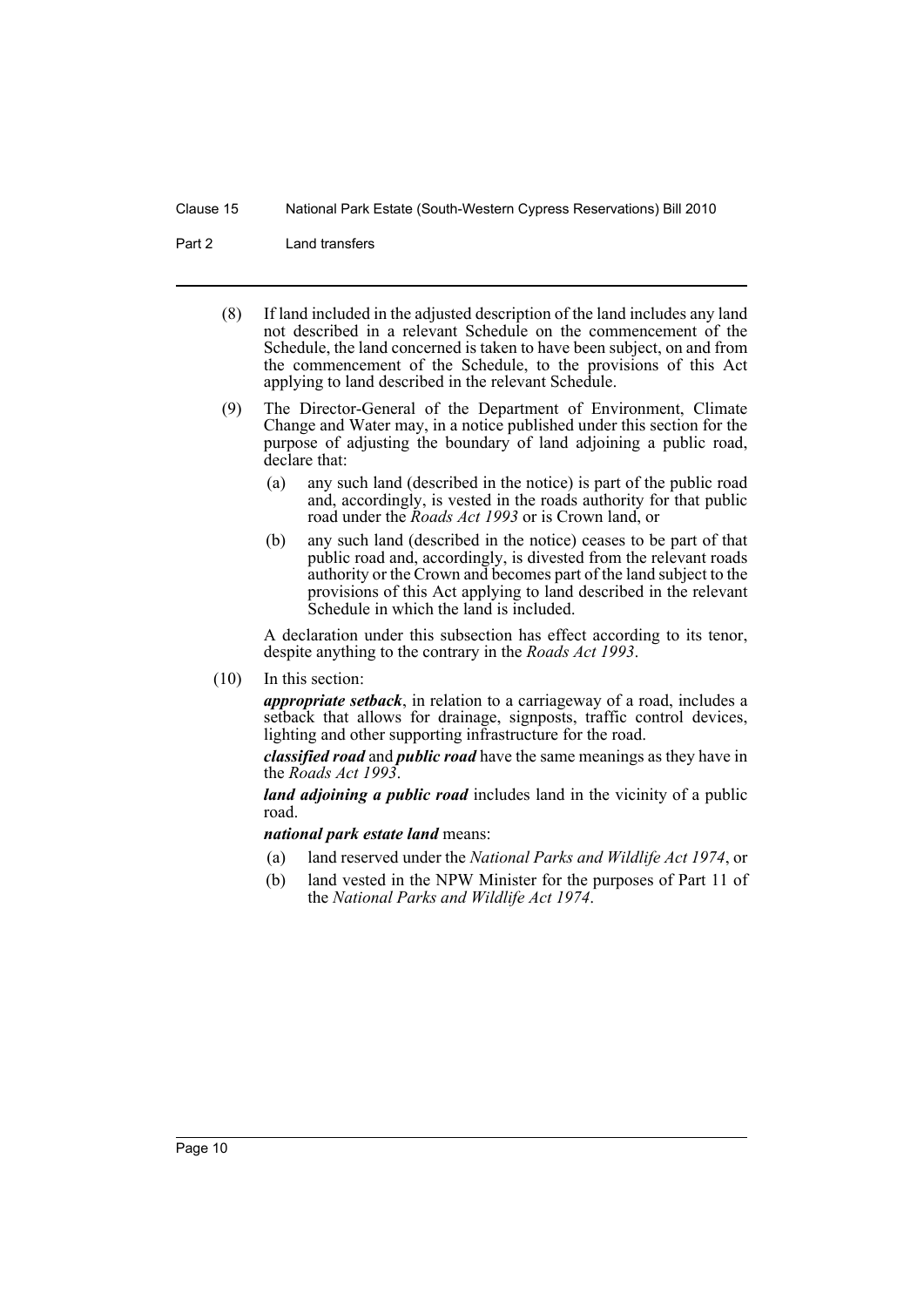(8) If land included in the adjusted description of the land includes any land not described in a relevant Schedule on the commencement of the Schedule, the land concerned is taken to have been subject, on and from the commencement of the Schedule, to the provisions of this Act applying to land described in the relevant Schedule.

(9) The Director-General of the Department of Environment, Climate Change and Water may, in a notice published under this section for the purpose of adjusting the boundary of land adjoining a public road, declare that:

- (a) any such land (described in the notice) is part of the public road and, accordingly, is vested in the roads authority for that public road under the *Roads Act 1993* or is Crown land, or
- (b) any such land (described in the notice) ceases to be part of that public road and, accordingly, is divested from the relevant roads authority or the Crown and becomes part of the land subject to the provisions of this Act applying to land described in the relevant Schedule in which the land is included.

A declaration under this subsection has effect according to its tenor, despite anything to the contrary in the *Roads Act 1993*.

(10) In this section:

***appropriate setback***, in relation to a carriageway of a road, includes a setback that allows for drainage, signposts, traffic control devices, lighting and other supporting infrastructure for the road.

***classified road*** and ***public road*** have the same meanings as they have in the *Roads Act 1993*.

***land adjoining a public road*** includes land in the vicinity of a public road.

***national park estate land*** means:

- (a) land reserved under the *National Parks and Wildlife Act 1974*, or
- (b) land vested in the NPW Minister for the purposes of Part 11 of the *National Parks and Wildlife Act 1974*.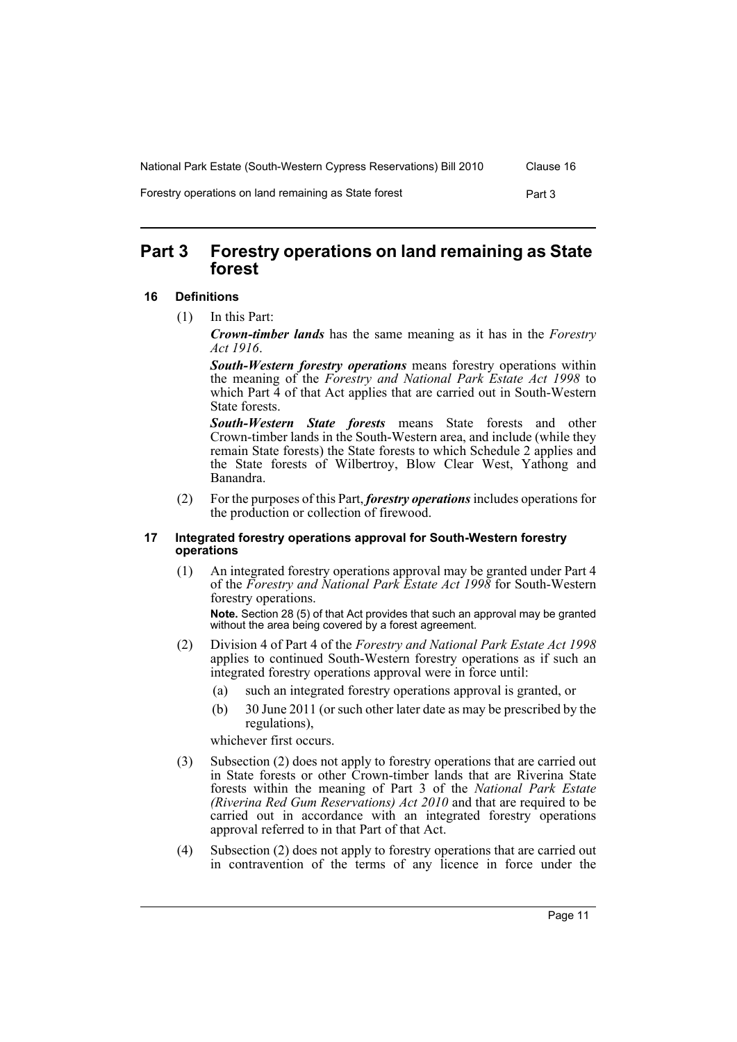# Part 3 Forestry operations on land remaining as State forest

## 16 Definitions

(1) In this Part:

***Crown-timber lands*** has the same meaning as it has in the *Forestry Act 1916*.

***South-Western forestry operations*** means forestry operations within the meaning of the *Forestry and National Park Estate Act 1998* to which Part 4 of that Act applies that are carried out in South-Western State forests.

***South-Western State forests*** means State forests and other Crown-timber lands in the South-Western area, and include (while they remain State forests) the State forests to which Schedule 2 applies and the State forests of Wilbertroy, Blow Clear West, Yathong and Banandra.

(2) For the purposes of this Part, ***forestry operations*** includes operations for the production or collection of firewood.

## 17 Integrated forestry operations approval for South-Western forestry operations

(1) An integrated forestry operations approval may be granted under Part 4 of the *Forestry and National Park Estate Act 1998* for South-Western forestry operations.

**Note.** Section 28 (5) of that Act provides that such an approval may be granted without the area being covered by a forest agreement.

(2) Division 4 of Part 4 of the *Forestry and National Park Estate Act 1998* applies to continued South-Western forestry operations as if such an integrated forestry operations approval were in force until:

- (a) such an integrated forestry operations approval is granted, or
- (b) 30 June 2011 (or such other later date as may be prescribed by the regulations),

whichever first occurs.

(3) Subsection (2) does not apply to forestry operations that are carried out in State forests or other Crown-timber lands that are Riverina State forests within the meaning of Part 3 of the *National Park Estate (Riverina Red Gum Reservations) Act 2010* and that are required to be carried out in accordance with an integrated forestry operations approval referred to in that Part of that Act.

(4) Subsection (2) does not apply to forestry operations that are carried out in contravention of the terms of any licence in force under the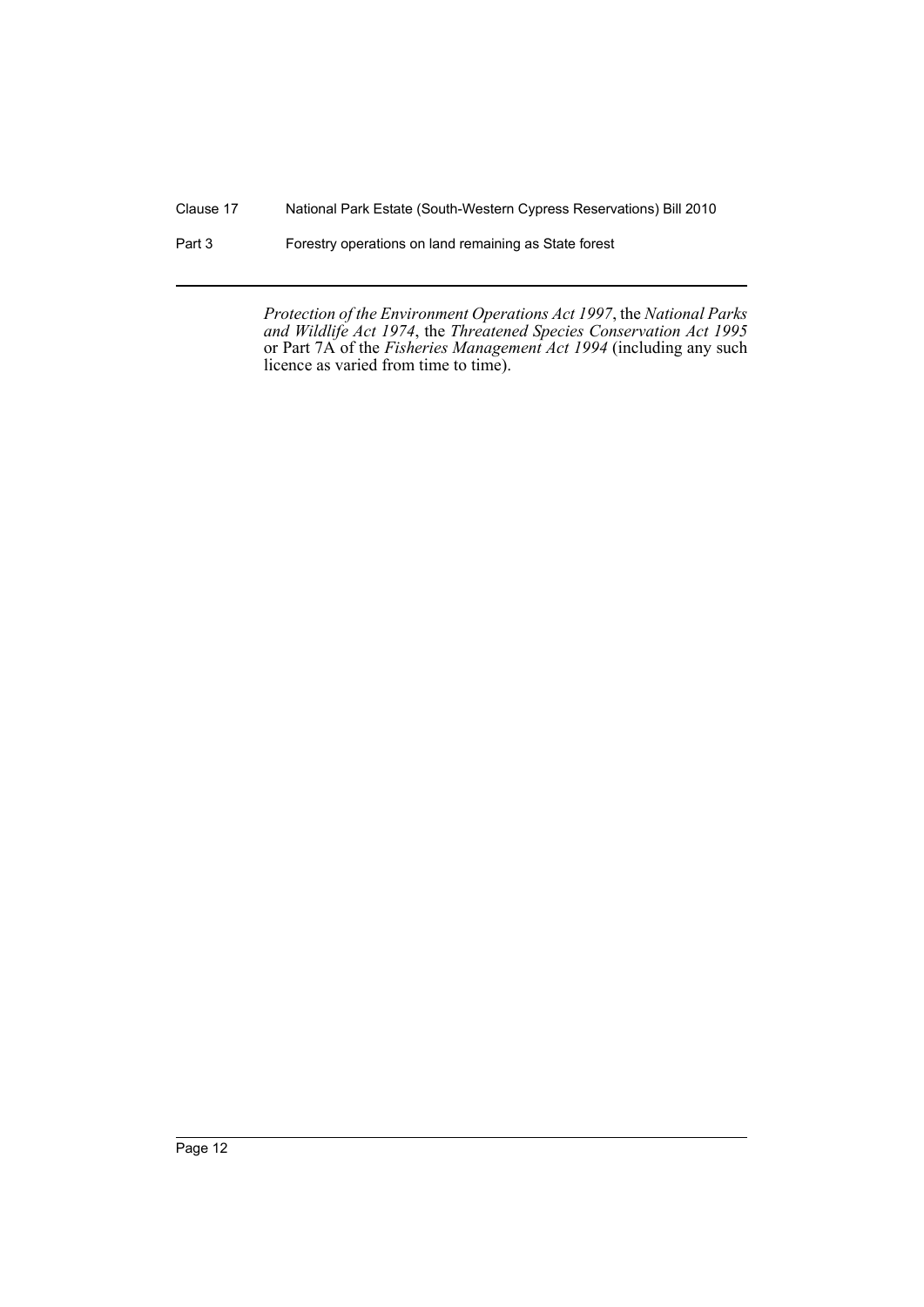*Protection of the Environment Operations Act 1997*, the *National Parks and Wildlife Act 1974*, the *Threatened Species Conservation Act 1995* or Part 7A of the *Fisheries Management Act 1994* (including any such licence as varied from time to time).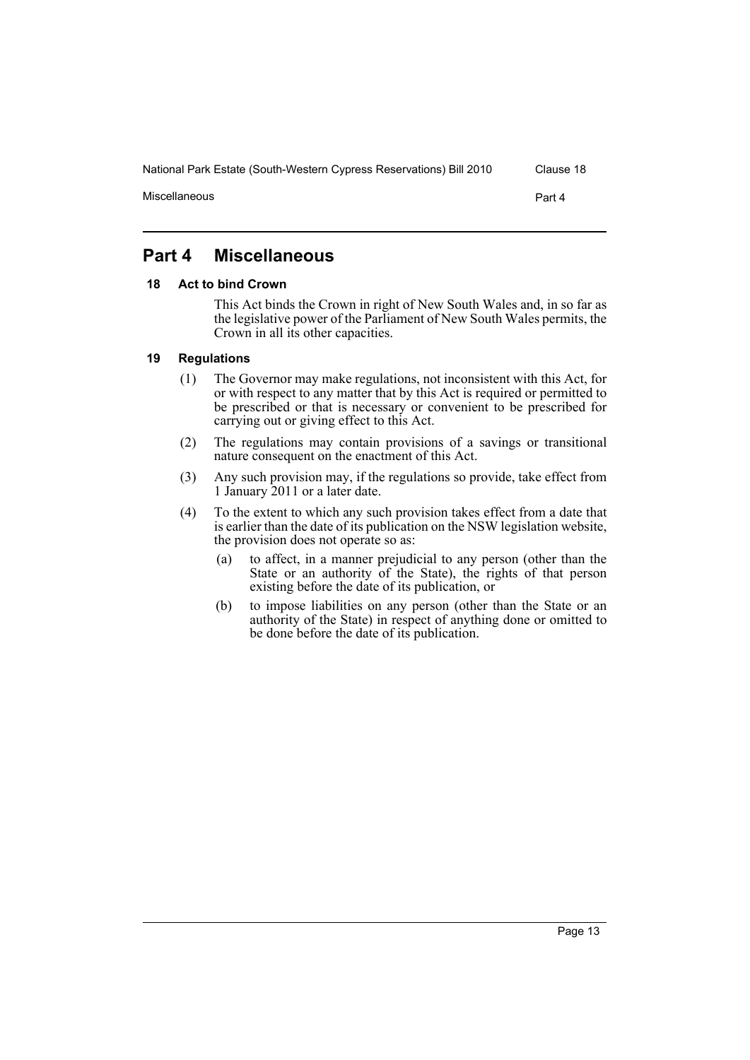# Part 4 Miscellaneous

### 18 Act to bind Crown

This Act binds the Crown in right of New South Wales and, in so far as the legislative power of the Parliament of New South Wales permits, the Crown in all its other capacities.

### 19 Regulations

(1) The Governor may make regulations, not inconsistent with this Act, for or with respect to any matter that by this Act is required or permitted to be prescribed or that is necessary or convenient to be prescribed for carrying out or giving effect to this Act.

(2) The regulations may contain provisions of a savings or transitional nature consequent on the enactment of this Act.

(3) Any such provision may, if the regulations so provide, take effect from 1 January 2011 or a later date.

(4) To the extent to which any such provision takes effect from a date that is earlier than the date of its publication on the NSW legislation website, the provision does not operate so as:

- (a) to affect, in a manner prejudicial to any person (other than the State or an authority of the State), the rights of that person existing before the date of its publication, or
- (b) to impose liabilities on any person (other than the State or an authority of the State) in respect of anything done or omitted to be done before the date of its publication.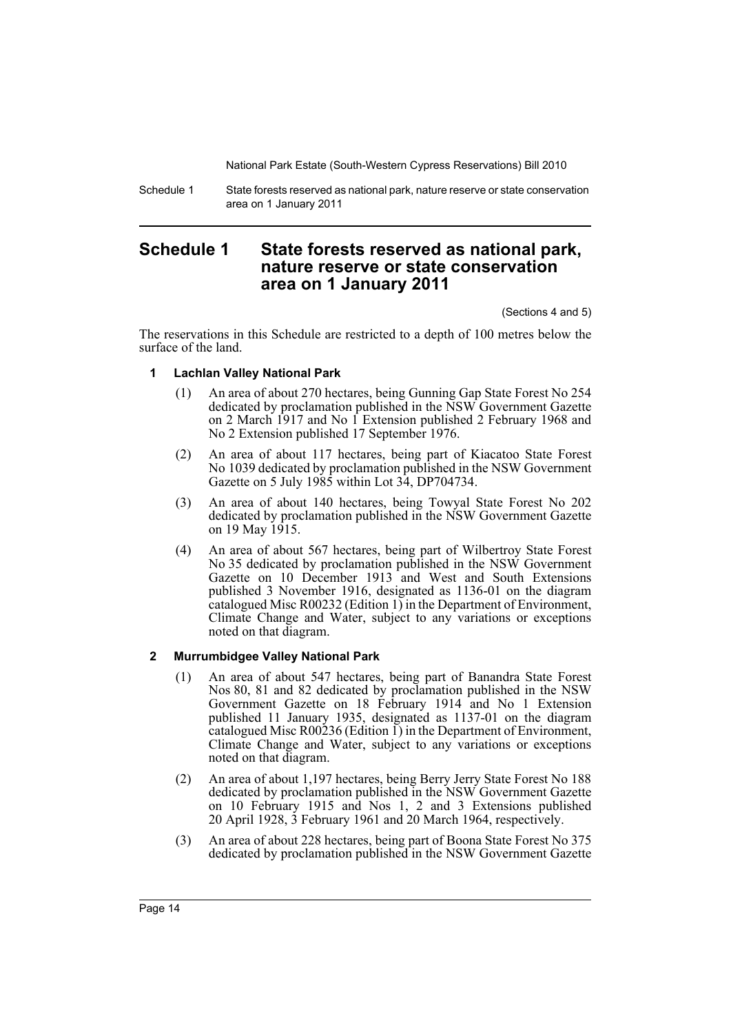# Schedule 1 State forests reserved as national park, nature reserve or state conservation area on 1 January 2011

(Sections 4 and 5)

The reservations in this Schedule are restricted to a depth of 100 metres below the surface of the land.

### 1 Lachlan Valley National Park

(1) An area of about 270 hectares, being Gunning Gap State Forest No 254 dedicated by proclamation published in the NSW Government Gazette on 2 March 1917 and No 1 Extension published 2 February 1968 and No 2 Extension published 17 September 1976.

(2) An area of about 117 hectares, being part of Kiacatoo State Forest No 1039 dedicated by proclamation published in the NSW Government Gazette on 5 July 1985 within Lot 34, DP704734.

(3) An area of about 140 hectares, being Towyal State Forest No 202 dedicated by proclamation published in the NSW Government Gazette on 19 May 1915.

(4) An area of about 567 hectares, being part of Wilbertroy State Forest No 35 dedicated by proclamation published in the NSW Government Gazette on 10 December 1913 and West and South Extensions published 3 November 1916, designated as 1136-01 on the diagram catalogued Misc R00232 (Edition 1) in the Department of Environment, Climate Change and Water, subject to any variations or exceptions noted on that diagram.

### 2 Murrumbidgee Valley National Park

(1) An area of about 547 hectares, being part of Banandra State Forest Nos 80, 81 and 82 dedicated by proclamation published in the NSW Government Gazette on 18 February 1914 and No 1 Extension published 11 January 1935, designated as 1137-01 on the diagram catalogued Misc R00236 (Edition 1) in the Department of Environment, Climate Change and Water, subject to any variations or exceptions noted on that diagram.

(2) An area of about 1,197 hectares, being Berry Jerry State Forest No 188 dedicated by proclamation published in the NSW Government Gazette on 10 February 1915 and Nos 1, 2 and 3 Extensions published 20 April 1928, 3 February 1961 and 20 March 1964, respectively.

(3) An area of about 228 hectares, being part of Boona State Forest No 375 dedicated by proclamation published in the NSW Government Gazette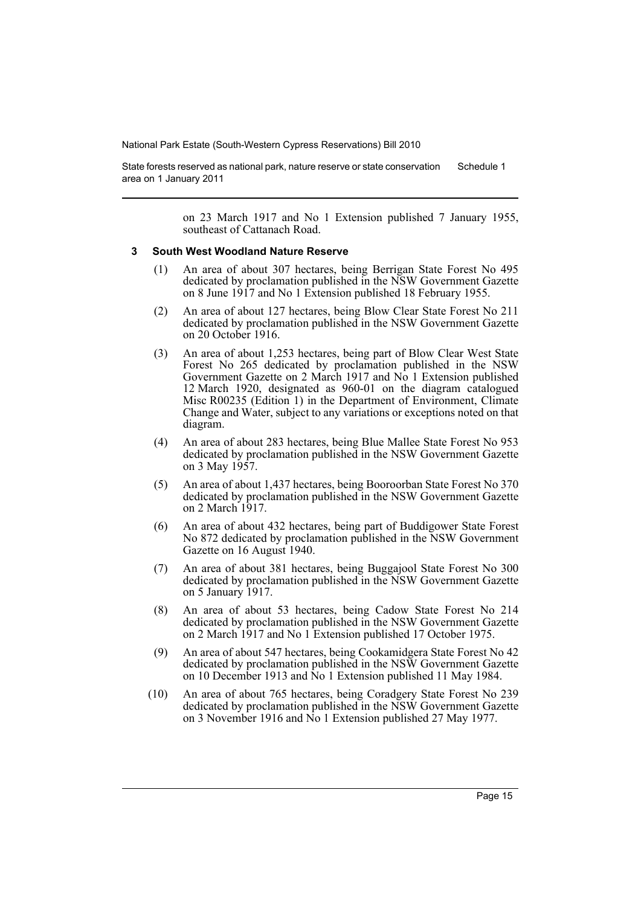on 23 March 1917 and No 1 Extension published 7 January 1955, southeast of Cattanach Road.

### 3 South West Woodland Nature Reserve

(1) An area of about 307 hectares, being Berrigan State Forest No 495 dedicated by proclamation published in the NSW Government Gazette on 8 June 1917 and No 1 Extension published 18 February 1955.

(2) An area of about 127 hectares, being Blow Clear State Forest No 211 dedicated by proclamation published in the NSW Government Gazette on 20 October 1916.

(3) An area of about 1,253 hectares, being part of Blow Clear West State Forest No 265 dedicated by proclamation published in the NSW Government Gazette on 2 March 1917 and No 1 Extension published 12 March 1920, designated as 960-01 on the diagram catalogued Misc R00235 (Edition 1) in the Department of Environment, Climate Change and Water, subject to any variations or exceptions noted on that diagram.

(4) An area of about 283 hectares, being Blue Mallee State Forest No 953 dedicated by proclamation published in the NSW Government Gazette on 3 May 1957.

(5) An area of about 1,437 hectares, being Booroorban State Forest No 370 dedicated by proclamation published in the NSW Government Gazette on 2 March 1917.

(6) An area of about 432 hectares, being part of Buddigower State Forest No 872 dedicated by proclamation published in the NSW Government Gazette on 16 August 1940.

(7) An area of about 381 hectares, being Buggajool State Forest No 300 dedicated by proclamation published in the NSW Government Gazette on 5 January 1917.

(8) An area of about 53 hectares, being Cadow State Forest No 214 dedicated by proclamation published in the NSW Government Gazette on 2 March 1917 and No 1 Extension published 17 October 1975.

(9) An area of about 547 hectares, being Cookamidgera State Forest No 42 dedicated by proclamation published in the NSW Government Gazette on 10 December 1913 and No 1 Extension published 11 May 1984.

(10) An area of about 765 hectares, being Coradgery State Forest No 239 dedicated by proclamation published in the NSW Government Gazette on 3 November 1916 and No 1 Extension published 27 May 1977.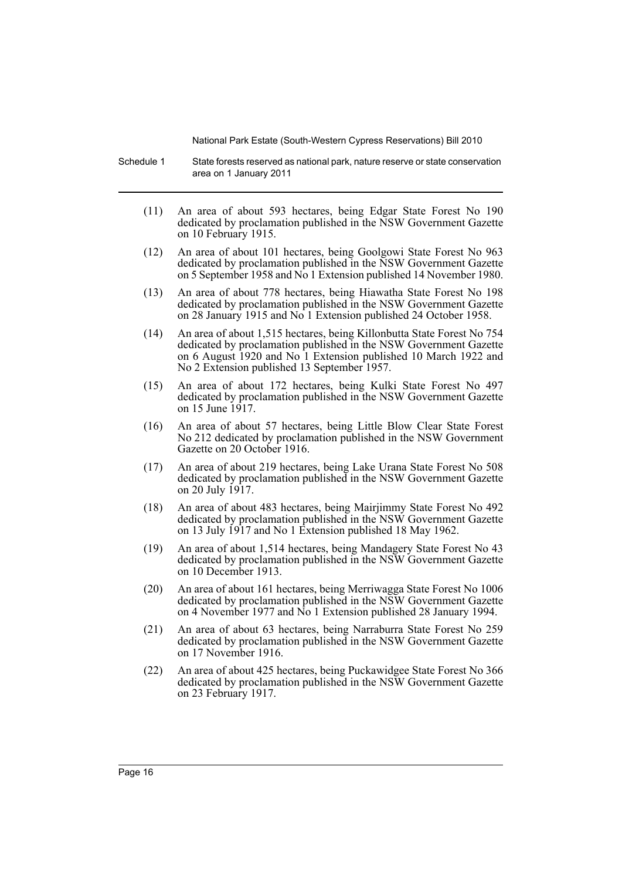(11) An area of about 593 hectares, being Edgar State Forest No 190 dedicated by proclamation published in the NSW Government Gazette on 10 February 1915.

(12) An area of about 101 hectares, being Goolgowi State Forest No 963 dedicated by proclamation published in the NSW Government Gazette on 5 September 1958 and No 1 Extension published 14 November 1980.

(13) An area of about 778 hectares, being Hiawatha State Forest No 198 dedicated by proclamation published in the NSW Government Gazette on 28 January 1915 and No 1 Extension published 24 October 1958.

(14) An area of about 1,515 hectares, being Killonbutta State Forest No 754 dedicated by proclamation published in the NSW Government Gazette on 6 August 1920 and No 1 Extension published 10 March 1922 and No 2 Extension published 13 September 1957.

(15) An area of about 172 hectares, being Kulki State Forest No 497 dedicated by proclamation published in the NSW Government Gazette on 15 June 1917.

(16) An area of about 57 hectares, being Little Blow Clear State Forest No 212 dedicated by proclamation published in the NSW Government Gazette on 20 October 1916.

(17) An area of about 219 hectares, being Lake Urana State Forest No 508 dedicated by proclamation published in the NSW Government Gazette on 20 July 1917.

(18) An area of about 483 hectares, being Mairjimmy State Forest No 492 dedicated by proclamation published in the NSW Government Gazette on 13 July 1917 and No 1 Extension published 18 May 1962.

(19) An area of about 1,514 hectares, being Mandagery State Forest No 43 dedicated by proclamation published in the NSW Government Gazette on 10 December 1913.

(20) An area of about 161 hectares, being Merriwagga State Forest No 1006 dedicated by proclamation published in the NSW Government Gazette on 4 November 1977 and No 1 Extension published 28 January 1994.

(21) An area of about 63 hectares, being Narraburra State Forest No 259 dedicated by proclamation published in the NSW Government Gazette on 17 November 1916.

(22) An area of about 425 hectares, being Puckawidgee State Forest No 366 dedicated by proclamation published in the NSW Government Gazette on 23 February 1917.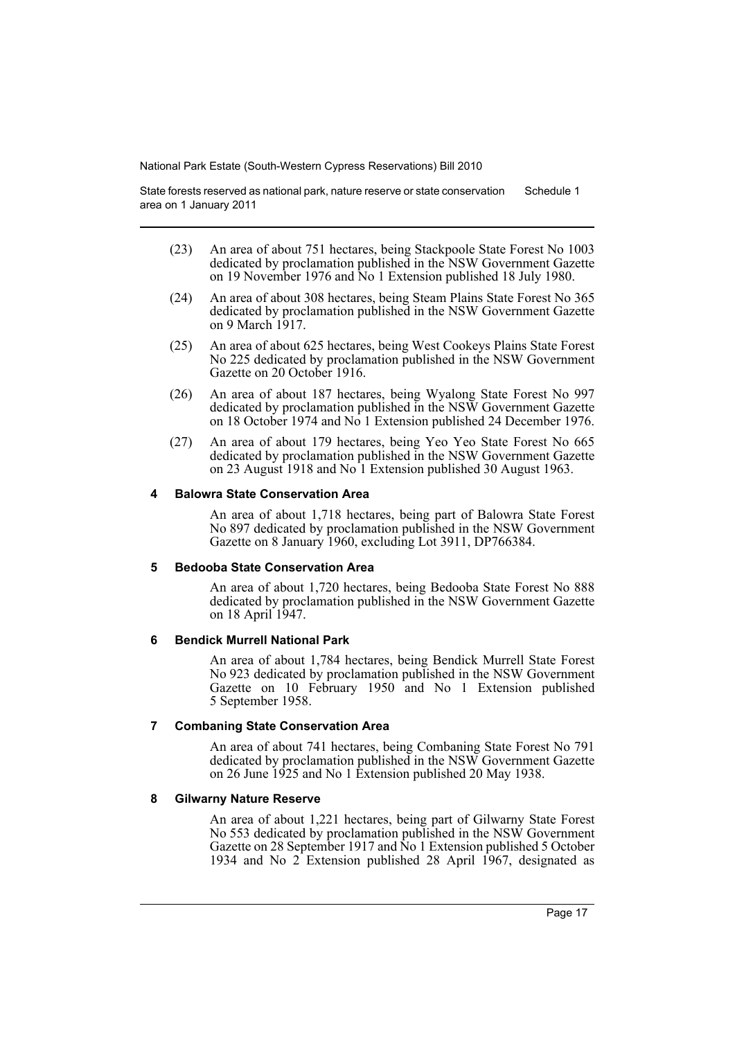(23) An area of about 751 hectares, being Stackpoole State Forest No 1003 dedicated by proclamation published in the NSW Government Gazette on 19 November 1976 and No 1 Extension published 18 July 1980.

(24) An area of about 308 hectares, being Steam Plains State Forest No 365 dedicated by proclamation published in the NSW Government Gazette on 9 March 1917.

(25) An area of about 625 hectares, being West Cookeys Plains State Forest No 225 dedicated by proclamation published in the NSW Government Gazette on 20 October 1916.

(26) An area of about 187 hectares, being Wyalong State Forest No 997 dedicated by proclamation published in the NSW Government Gazette on 18 October 1974 and No 1 Extension published 24 December 1976.

(27) An area of about 179 hectares, being Yeo Yeo State Forest No 665 dedicated by proclamation published in the NSW Government Gazette on 23 August 1918 and No 1 Extension published 30 August 1963.

#### 4 Balowra State Conservation Area

An area of about 1,718 hectares, being part of Balowra State Forest No 897 dedicated by proclamation published in the NSW Government Gazette on 8 January 1960, excluding Lot 3911, DP766384.

#### 5 Bedooba State Conservation Area

An area of about 1,720 hectares, being Bedooba State Forest No 888 dedicated by proclamation published in the NSW Government Gazette on 18 April 1947.

#### 6 Bendick Murrell National Park

An area of about 1,784 hectares, being Bendick Murrell State Forest No 923 dedicated by proclamation published in the NSW Government Gazette on 10 February 1950 and No 1 Extension published 5 September 1958.

#### 7 Combaning State Conservation Area

An area of about 741 hectares, being Combaning State Forest No 791 dedicated by proclamation published in the NSW Government Gazette on 26 June 1925 and No 1 Extension published 20 May 1938.

#### 8 Gilwarny Nature Reserve

An area of about 1,221 hectares, being part of Gilwarny State Forest No 553 dedicated by proclamation published in the NSW Government Gazette on 28 September 1917 and No 1 Extension published 5 October 1934 and No 2 Extension published 28 April 1967, designated as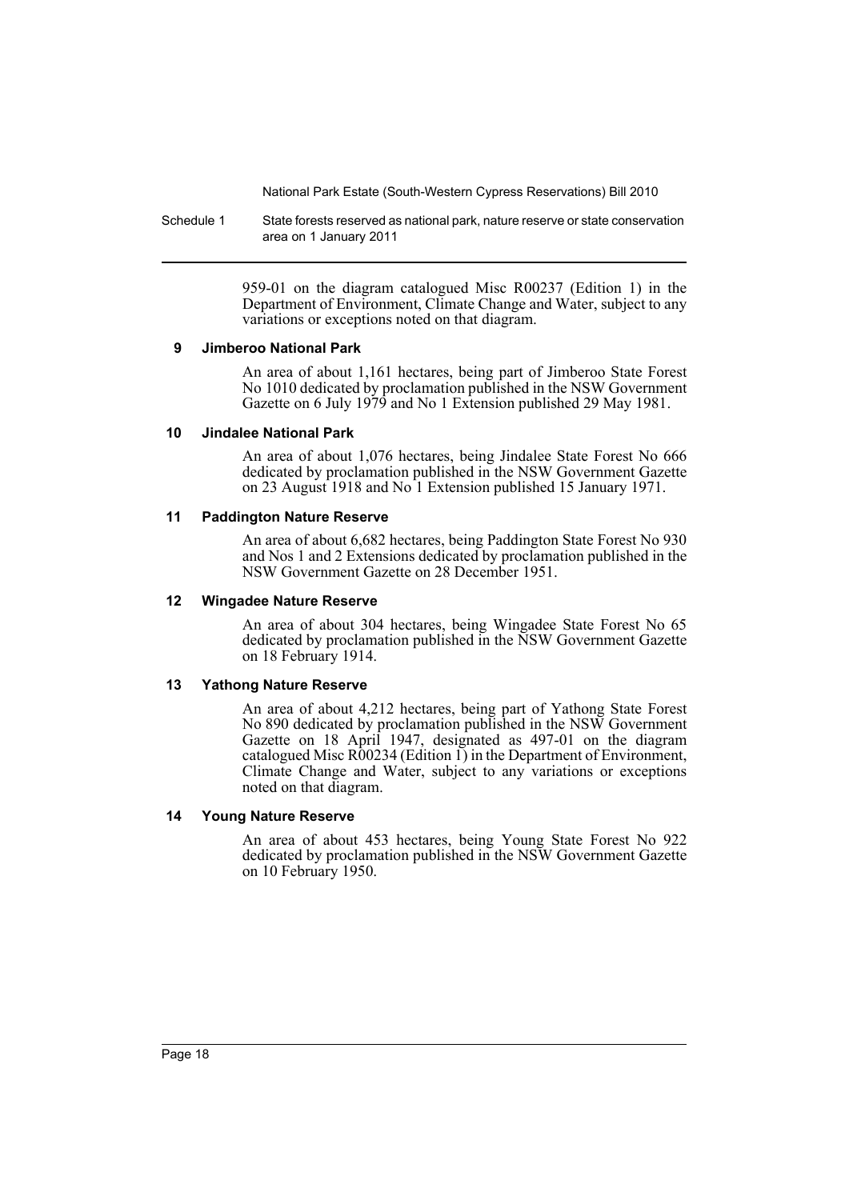959-01 on the diagram catalogued Misc R00237 (Edition 1) in the Department of Environment, Climate Change and Water, subject to any variations or exceptions noted on that diagram.

#### 9 Jimberoo National Park

An area of about 1,161 hectares, being part of Jimberoo State Forest No 1010 dedicated by proclamation published in the NSW Government Gazette on 6 July 1979 and No 1 Extension published 29 May 1981.

#### 10 Jindalee National Park

An area of about 1,076 hectares, being Jindalee State Forest No 666 dedicated by proclamation published in the NSW Government Gazette on 23 August 1918 and No 1 Extension published 15 January 1971.

#### 11 Paddington Nature Reserve

An area of about 6,682 hectares, being Paddington State Forest No 930 and Nos 1 and 2 Extensions dedicated by proclamation published in the NSW Government Gazette on 28 December 1951.

#### 12 Wingadee Nature Reserve

An area of about 304 hectares, being Wingadee State Forest No 65 dedicated by proclamation published in the NSW Government Gazette on 18 February 1914.

#### 13 Yathong Nature Reserve

An area of about 4,212 hectares, being part of Yathong State Forest No 890 dedicated by proclamation published in the NSW Government Gazette on 18 April 1947, designated as 497-01 on the diagram catalogued Misc R00234 (Edition 1) in the Department of Environment, Climate Change and Water, subject to any variations or exceptions noted on that diagram.

#### 14 Young Nature Reserve

An area of about 453 hectares, being Young State Forest No 922 dedicated by proclamation published in the NSW Government Gazette on 10 February 1950.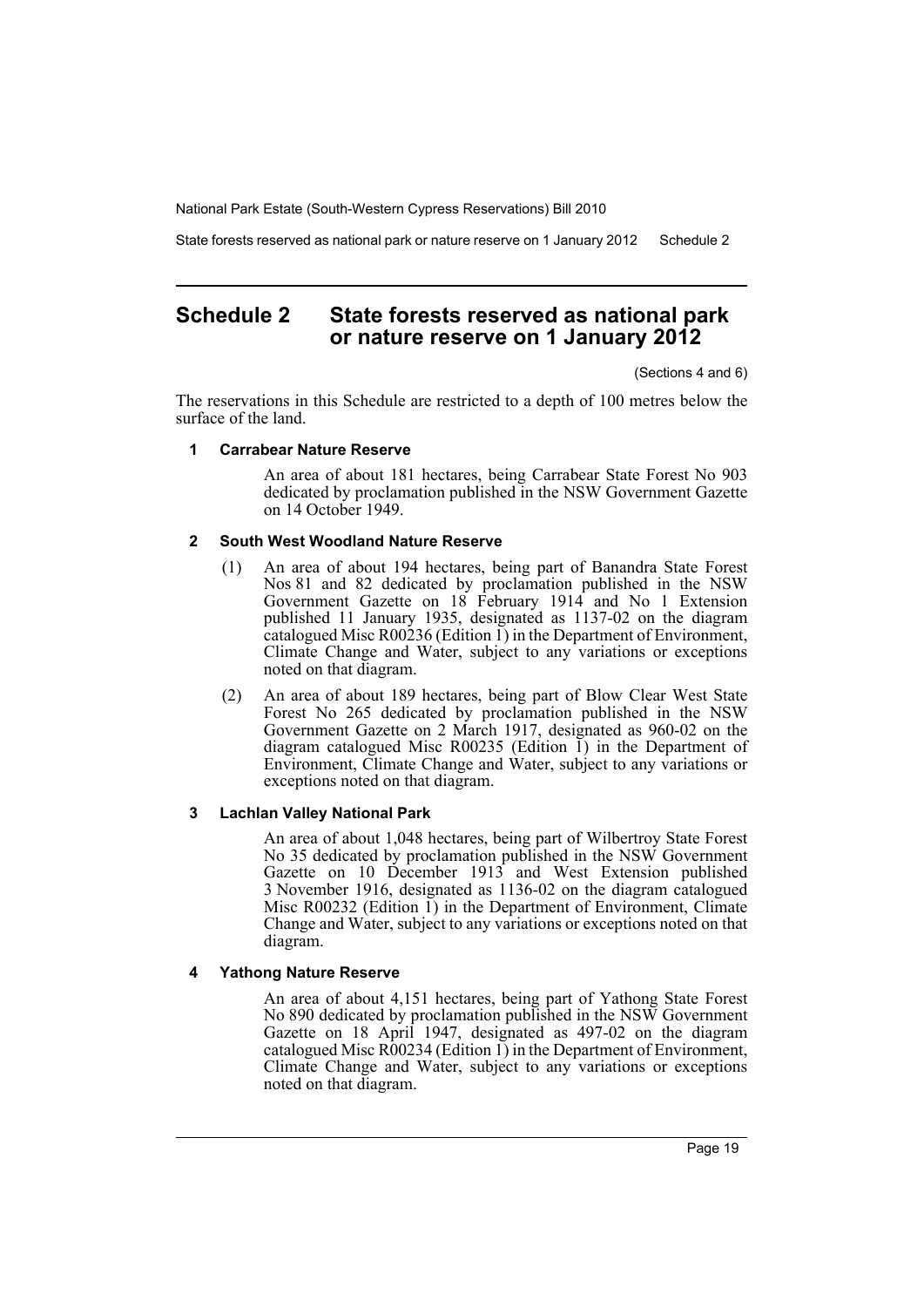# Schedule 2 State forests reserved as national park or nature reserve on 1 January 2012

(Sections 4 and 6)

The reservations in this Schedule are restricted to a depth of 100 metres below the surface of the land.

### 1 Carrabear Nature Reserve

An area of about 181 hectares, being Carrabear State Forest No 903 dedicated by proclamation published in the NSW Government Gazette on 14 October 1949.

### 2 South West Woodland Nature Reserve

(1) An area of about 194 hectares, being part of Banandra State Forest Nos 81 and 82 dedicated by proclamation published in the NSW Government Gazette on 18 February 1914 and No 1 Extension published 11 January 1935, designated as 1137-02 on the diagram catalogued Misc R00236 (Edition 1) in the Department of Environment, Climate Change and Water, subject to any variations or exceptions noted on that diagram.

(2) An area of about 189 hectares, being part of Blow Clear West State Forest No 265 dedicated by proclamation published in the NSW Government Gazette on 2 March 1917, designated as 960-02 on the diagram catalogued Misc R00235 (Edition 1) in the Department of Environment, Climate Change and Water, subject to any variations or exceptions noted on that diagram.

### 3 Lachlan Valley National Park

An area of about 1,048 hectares, being part of Wilbertroy State Forest No 35 dedicated by proclamation published in the NSW Government Gazette on 10 December 1913 and West Extension published 3 November 1916, designated as 1136-02 on the diagram catalogued Misc R00232 (Edition 1) in the Department of Environment, Climate Change and Water, subject to any variations or exceptions noted on that diagram.

### 4 Yathong Nature Reserve

An area of about 4,151 hectares, being part of Yathong State Forest No 890 dedicated by proclamation published in the NSW Government Gazette on 18 April 1947, designated as 497-02 on the diagram catalogued Misc R00234 (Edition 1) in the Department of Environment, Climate Change and Water, subject to any variations or exceptions noted on that diagram.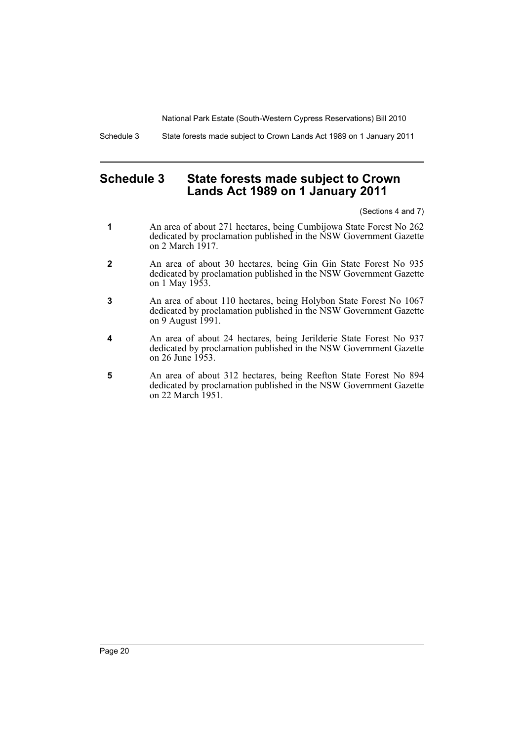## Schedule 3 State forests made subject to Crown Lands Act 1989 on 1 January 2011

(Sections 4 and 7)

**1** An area of about 271 hectares, being Cumbijowa State Forest No 262 dedicated by proclamation published in the NSW Government Gazette on 2 March 1917.

**2** An area of about 30 hectares, being Gin Gin State Forest No 935 dedicated by proclamation published in the NSW Government Gazette on 1 May 1953.

**3** An area of about 110 hectares, being Holybon State Forest No 1067 dedicated by proclamation published in the NSW Government Gazette on 9 August 1991.

**4** An area of about 24 hectares, being Jerilderie State Forest No 937 dedicated by proclamation published in the NSW Government Gazette on 26 June 1953.

**5** An area of about 312 hectares, being Reefton State Forest No 894 dedicated by proclamation published in the NSW Government Gazette on 22 March 1951.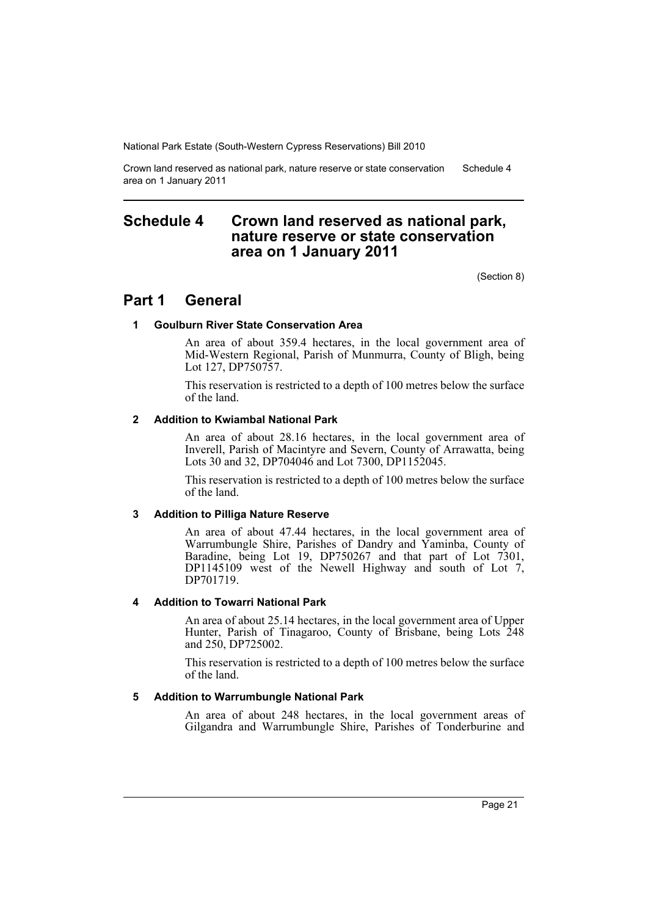## Schedule 4 Crown land reserved as national park, nature reserve or state conservation area on 1 January 2011

(Section 8)

## Part 1 General

### 1 Goulburn River State Conservation Area

An area of about 359.4 hectares, in the local government area of Mid-Western Regional, Parish of Munmurra, County of Bligh, being Lot 127, DP750757.

This reservation is restricted to a depth of 100 metres below the surface of the land.

### 2 Addition to Kwiambal National Park

An area of about 28.16 hectares, in the local government area of Inverell, Parish of Macintyre and Severn, County of Arrawatta, being Lots 30 and 32, DP704046 and Lot 7300, DP1152045.

This reservation is restricted to a depth of 100 metres below the surface of the land.

### 3 Addition to Pilliga Nature Reserve

An area of about 47.44 hectares, in the local government area of Warrumbungle Shire, Parishes of Dandry and Yaminba, County of Baradine, being Lot 19, DP750267 and that part of Lot 7301, DP1145109 west of the Newell Highway and south of Lot 7, DP701719.

### 4 Addition to Towarri National Park

An area of about 25.14 hectares, in the local government area of Upper Hunter, Parish of Tinagaroo, County of Brisbane, being Lots 248 and 250, DP725002.

This reservation is restricted to a depth of 100 metres below the surface of the land.

### 5 Addition to Warrumbungle National Park

An area of about 248 hectares, in the local government areas of Gilgandra and Warrumbungle Shire, Parishes of Tonderburine and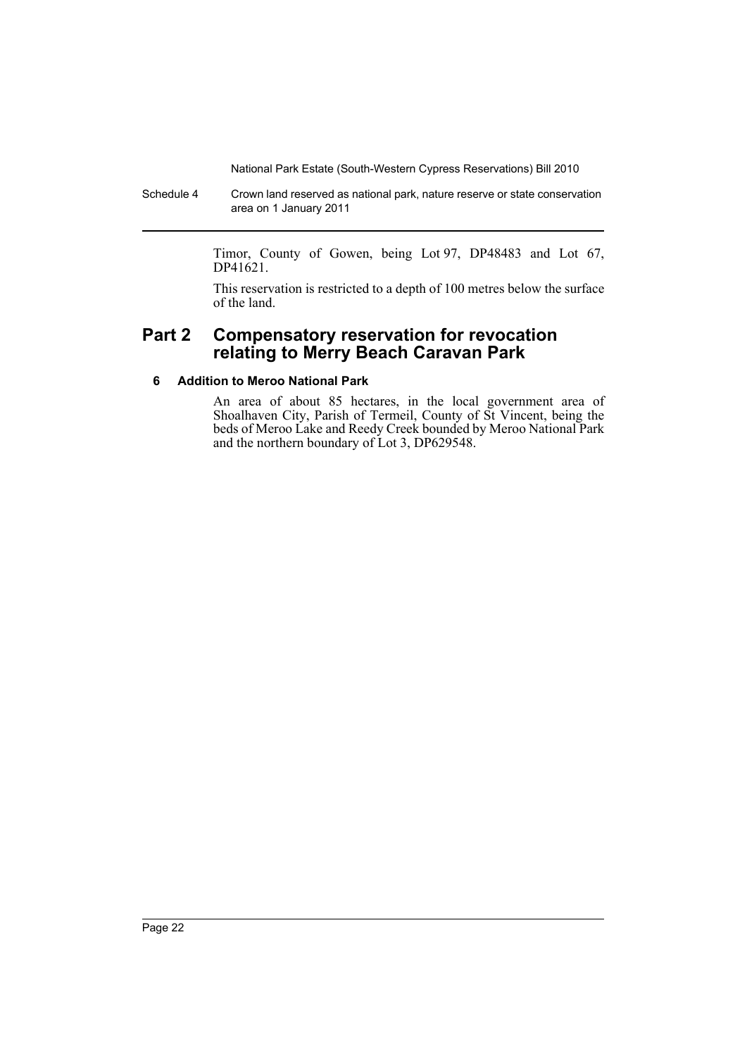Timor, County of Gowen, being Lot 97, DP48483 and Lot 67, DP41621.

This reservation is restricted to a depth of 100 metres below the surface of the land.

## Part 2 Compensatory reservation for revocation relating to Merry Beach Caravan Park

### 6 Addition to Meroo National Park

An area of about 85 hectares, in the local government area of Shoalhaven City, Parish of Termeil, County of St Vincent, being the beds of Meroo Lake and Reedy Creek bounded by Meroo National Park and the northern boundary of Lot 3, DP629548.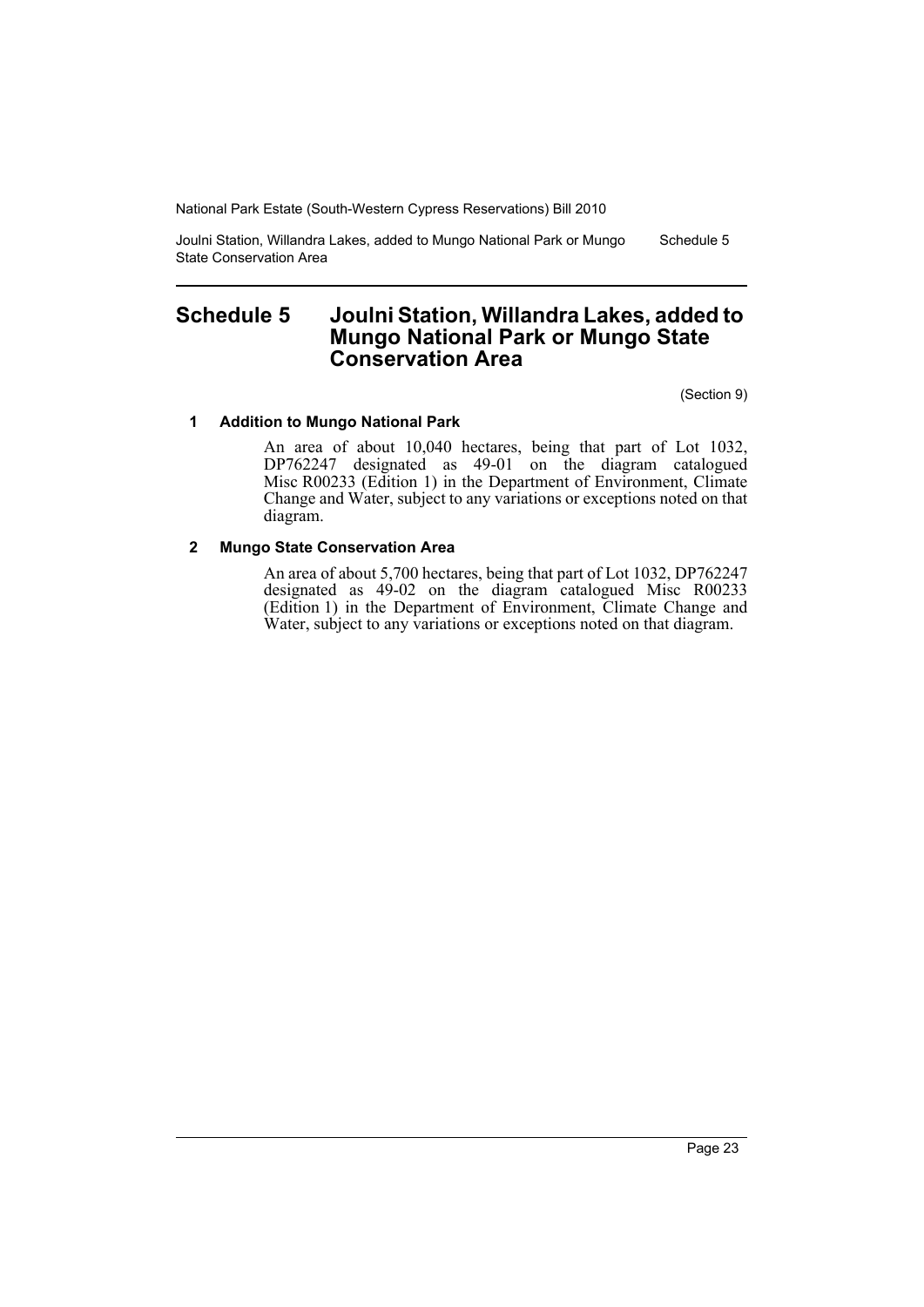# Schedule 5 Joulni Station, Willandra Lakes, added to Mungo National Park or Mungo State Conservation Area

(Section 9)

### 1 Addition to Mungo National Park

An area of about 10,040 hectares, being that part of Lot 1032, DP762247 designated as 49-01 on the diagram catalogued Misc R00233 (Edition 1) in the Department of Environment, Climate Change and Water, subject to any variations or exceptions noted on that diagram.

### 2 Mungo State Conservation Area

An area of about 5,700 hectares, being that part of Lot 1032, DP762247 designated as 49-02 on the diagram catalogued Misc R00233 (Edition 1) in the Department of Environment, Climate Change and Water, subject to any variations or exceptions noted on that diagram.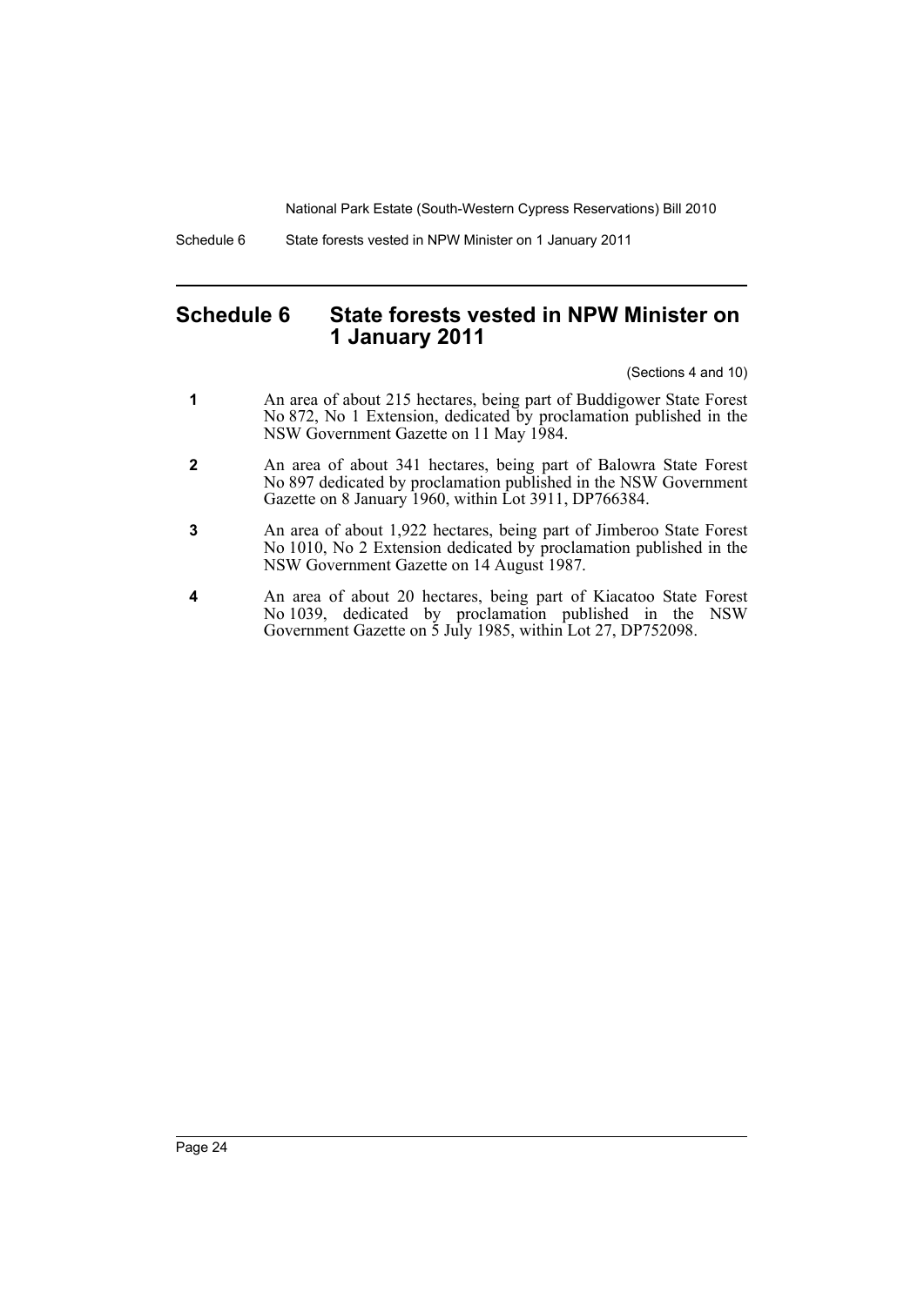# Schedule 6 State forests vested in NPW Minister on 1 January 2011

(Sections 4 and 10)

**1** An area of about 215 hectares, being part of Buddigower State Forest No 872, No 1 Extension, dedicated by proclamation published in the NSW Government Gazette on 11 May 1984.

**2** An area of about 341 hectares, being part of Balowra State Forest No 897 dedicated by proclamation published in the NSW Government Gazette on 8 January 1960, within Lot 3911, DP766384.

**3** An area of about 1,922 hectares, being part of Jimberoo State Forest No 1010, No 2 Extension dedicated by proclamation published in the NSW Government Gazette on 14 August 1987.

**4** An area of about 20 hectares, being part of Kiacatoo State Forest No 1039, dedicated by proclamation published in the NSW Government Gazette on 5 July 1985, within Lot 27, DP752098.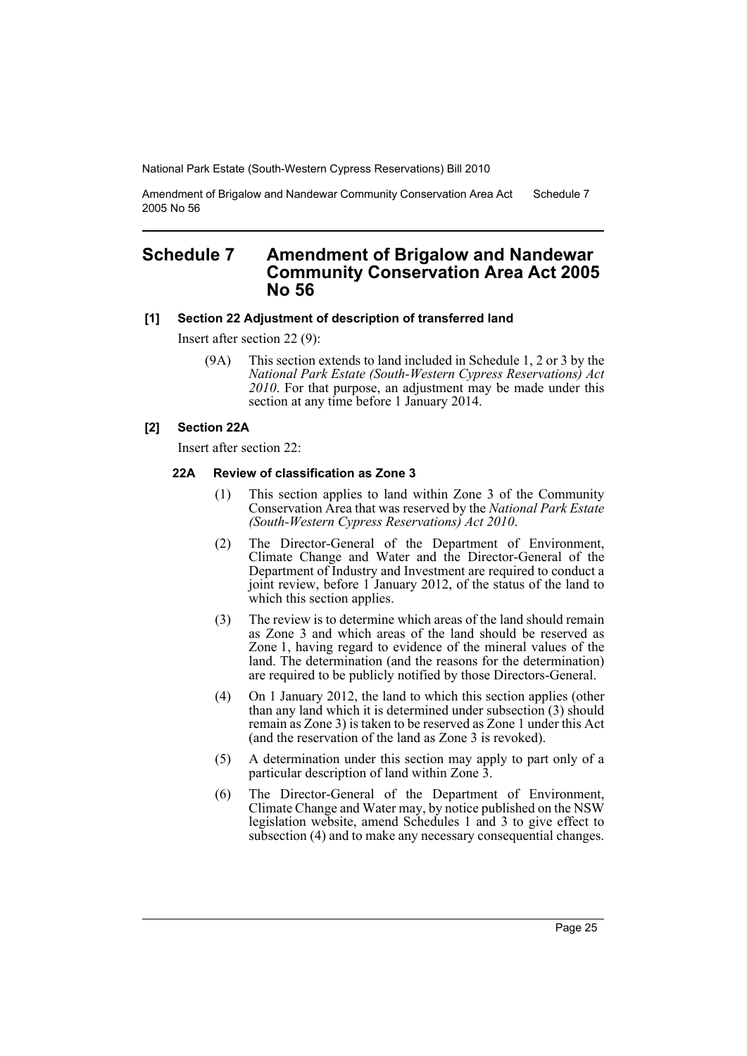## Schedule 7 Amendment of Brigalow and Nandewar Community Conservation Area Act 2005 No 56

**[1] Section 22 Adjustment of description of transferred land**

Insert after section 22 (9):

> (9A) This section extends to land included in Schedule 1, 2 or 3 by the *National Park Estate (South-Western Cypress Reservations) Act 2010*. For that purpose, an adjustment may be made under this section at any time before 1 January 2014.

**[2] Section 22A**

Insert after section 22:

> **22A Review of classification as Zone 3**
>
> (1) This section applies to land within Zone 3 of the Community Conservation Area that was reserved by the *National Park Estate (South-Western Cypress Reservations) Act 2010*.
>
> (2) The Director-General of the Department of Environment, Climate Change and Water and the Director-General of the Department of Industry and Investment are required to conduct a joint review, before 1 January 2012, of the status of the land to which this section applies.
>
> (3) The review is to determine which areas of the land should remain as Zone 3 and which areas of the land should be reserved as Zone 1, having regard to evidence of the mineral values of the land. The determination (and the reasons for the determination) are required to be publicly notified by those Directors-General.
>
> (4) On 1 January 2012, the land to which this section applies (other than any land which it is determined under subsection (3) should remain as Zone 3) is taken to be reserved as Zone 1 under this Act (and the reservation of the land as Zone 3 is revoked).
>
> (5) A determination under this section may apply to part only of a particular description of land within Zone 3.
>
> (6) The Director-General of the Department of Environment, Climate Change and Water may, by notice published on the NSW legislation website, amend Schedules 1 and 3 to give effect to subsection (4) and to make any necessary consequential changes.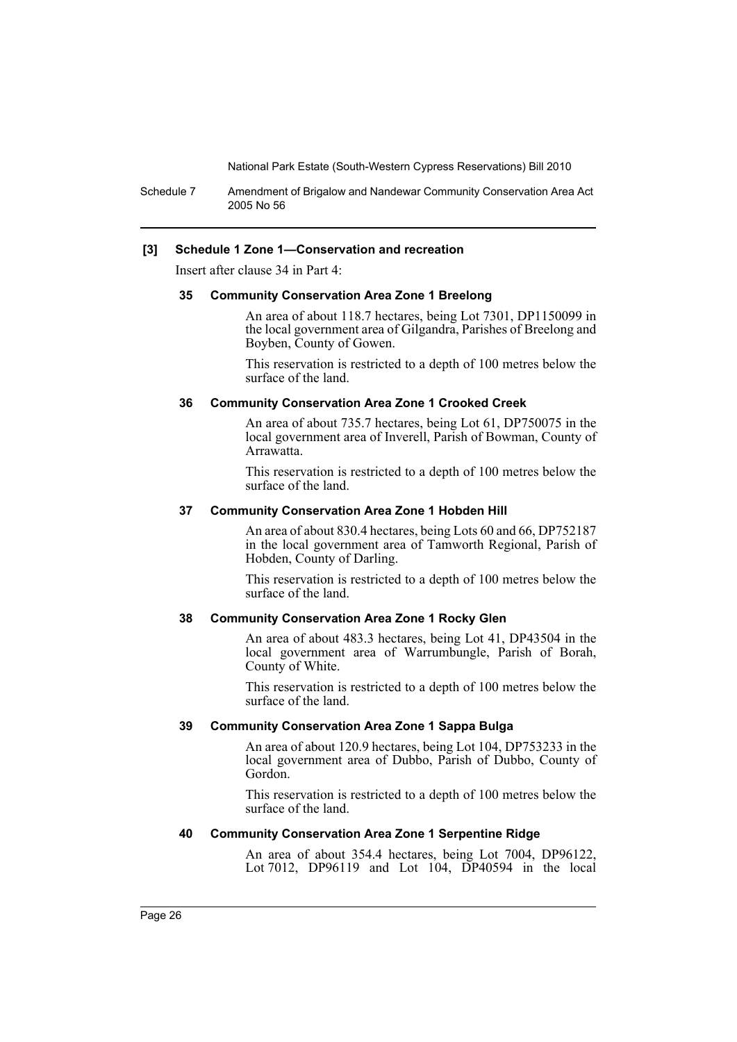**[3] Schedule 1 Zone 1—Conservation and recreation**

Insert after clause 34 in Part 4:

**35 Community Conservation Area Zone 1 Breelong**

An area of about 118.7 hectares, being Lot 7301, DP1150099 in the local government area of Gilgandra, Parishes of Breelong and Boyben, County of Gowen.

This reservation is restricted to a depth of 100 metres below the surface of the land.

**36 Community Conservation Area Zone 1 Crooked Creek**

An area of about 735.7 hectares, being Lot 61, DP750075 in the local government area of Inverell, Parish of Bowman, County of Arrawatta.

This reservation is restricted to a depth of 100 metres below the surface of the land.

**37 Community Conservation Area Zone 1 Hobden Hill**

An area of about 830.4 hectares, being Lots 60 and 66, DP752187 in the local government area of Tamworth Regional, Parish of Hobden, County of Darling.

This reservation is restricted to a depth of 100 metres below the surface of the land.

**38 Community Conservation Area Zone 1 Rocky Glen**

An area of about 483.3 hectares, being Lot 41, DP43504 in the local government area of Warrumbungle, Parish of Borah, County of White.

This reservation is restricted to a depth of 100 metres below the surface of the land.

**39 Community Conservation Area Zone 1 Sappa Bulga**

An area of about 120.9 hectares, being Lot 104, DP753233 in the local government area of Dubbo, Parish of Dubbo, County of Gordon.

This reservation is restricted to a depth of 100 metres below the surface of the land.

**40 Community Conservation Area Zone 1 Serpentine Ridge**

An area of about 354.4 hectares, being Lot 7004, DP96122, Lot 7012, DP96119 and Lot 104, DP40594 in the local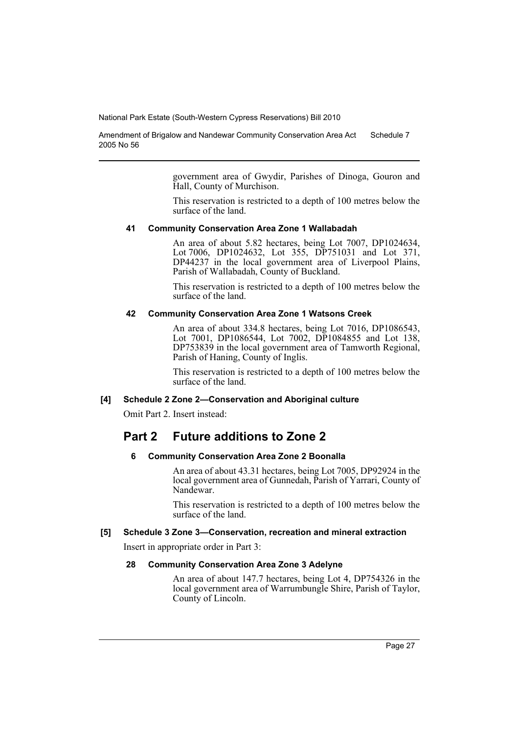government area of Gwydir, Parishes of Dinoga, Gouron and Hall, County of Murchison.

This reservation is restricted to a depth of 100 metres below the surface of the land.

#### 41 Community Conservation Area Zone 1 Wallabadah

An area of about 5.82 hectares, being Lot 7007, DP1024634, Lot 7006, DP1024632, Lot 355, DP751031 and Lot 371, DP44237 in the local government area of Liverpool Plains, Parish of Wallabadah, County of Buckland.

This reservation is restricted to a depth of 100 metres below the surface of the land.

#### 42 Community Conservation Area Zone 1 Watsons Creek

An area of about 334.8 hectares, being Lot 7016, DP1086543, Lot 7001, DP1086544, Lot 7002, DP1084855 and Lot 138, DP753839 in the local government area of Tamworth Regional, Parish of Haning, County of Inglis.

This reservation is restricted to a depth of 100 metres below the surface of the land.

### [4] Schedule 2 Zone 2—Conservation and Aboriginal culture

Omit Part 2. Insert instead:

## Part 2 Future additions to Zone 2

#### 6 Community Conservation Area Zone 2 Boonalla

An area of about 43.31 hectares, being Lot 7005, DP92924 in the local government area of Gunnedah, Parish of Yarrari, County of Nandewar.

This reservation is restricted to a depth of 100 metres below the surface of the land.

### [5] Schedule 3 Zone 3—Conservation, recreation and mineral extraction

Insert in appropriate order in Part 3:

#### 28 Community Conservation Area Zone 3 Adelyne

An area of about 147.7 hectares, being Lot 4, DP754326 in the local government area of Warrumbungle Shire, Parish of Taylor, County of Lincoln.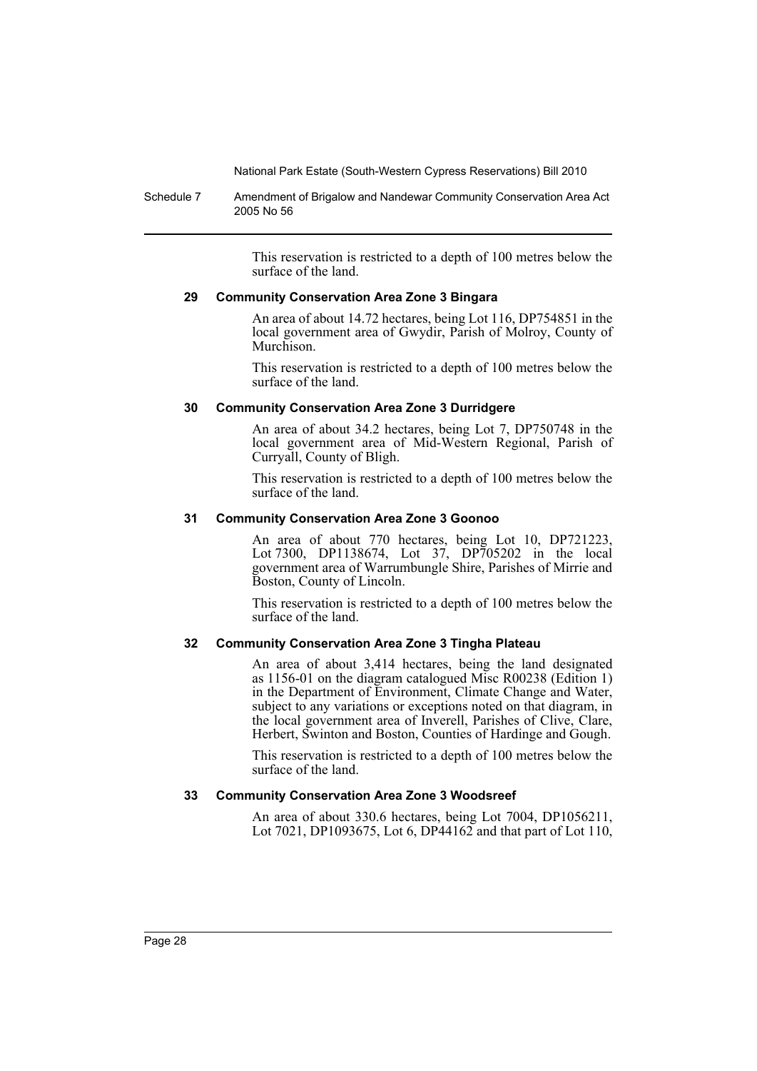This reservation is restricted to a depth of 100 metres below the surface of the land.

### 29 Community Conservation Area Zone 3 Bingara

An area of about 14.72 hectares, being Lot 116, DP754851 in the local government area of Gwydir, Parish of Molroy, County of Murchison.

This reservation is restricted to a depth of 100 metres below the surface of the land.

### 30 Community Conservation Area Zone 3 Durridgere

An area of about 34.2 hectares, being Lot 7, DP750748 in the local government area of Mid-Western Regional, Parish of Curryall, County of Bligh.

This reservation is restricted to a depth of 100 metres below the surface of the land.

### 31 Community Conservation Area Zone 3 Goonoo

An area of about 770 hectares, being Lot 10, DP721223, Lot 7300, DP1138674, Lot 37, DP705202 in the local government area of Warrumbungle Shire, Parishes of Mirrie and Boston, County of Lincoln.

This reservation is restricted to a depth of 100 metres below the surface of the land.

### 32 Community Conservation Area Zone 3 Tingha Plateau

An area of about 3,414 hectares, being the land designated as 1156-01 on the diagram catalogued Misc R00238 (Edition 1) in the Department of Environment, Climate Change and Water, subject to any variations or exceptions noted on that diagram, in the local government area of Inverell, Parishes of Clive, Clare, Herbert, Swinton and Boston, Counties of Hardinge and Gough.

This reservation is restricted to a depth of 100 metres below the surface of the land.

### 33 Community Conservation Area Zone 3 Woodsreef

An area of about 330.6 hectares, being Lot 7004, DP1056211, Lot 7021, DP1093675, Lot 6, DP44162 and that part of Lot 110,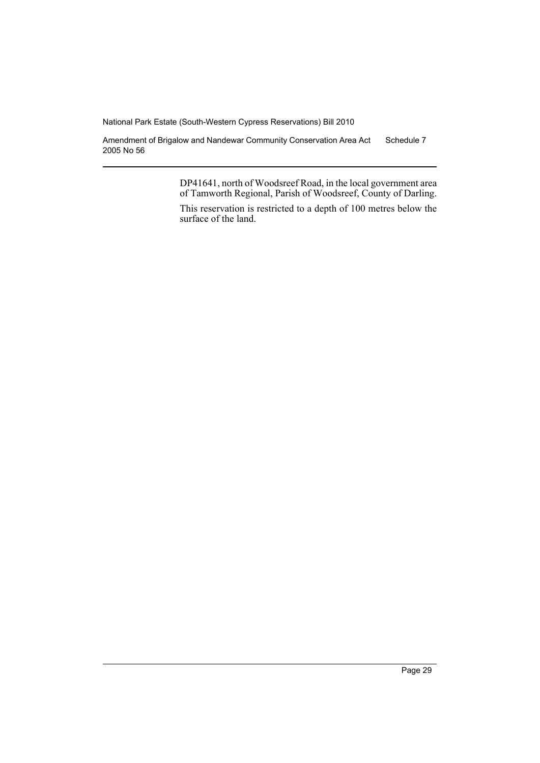DP41641, north of Woodsreef Road, in the local government area of Tamworth Regional, Parish of Woodsreef, County of Darling.

This reservation is restricted to a depth of 100 metres below the surface of the land.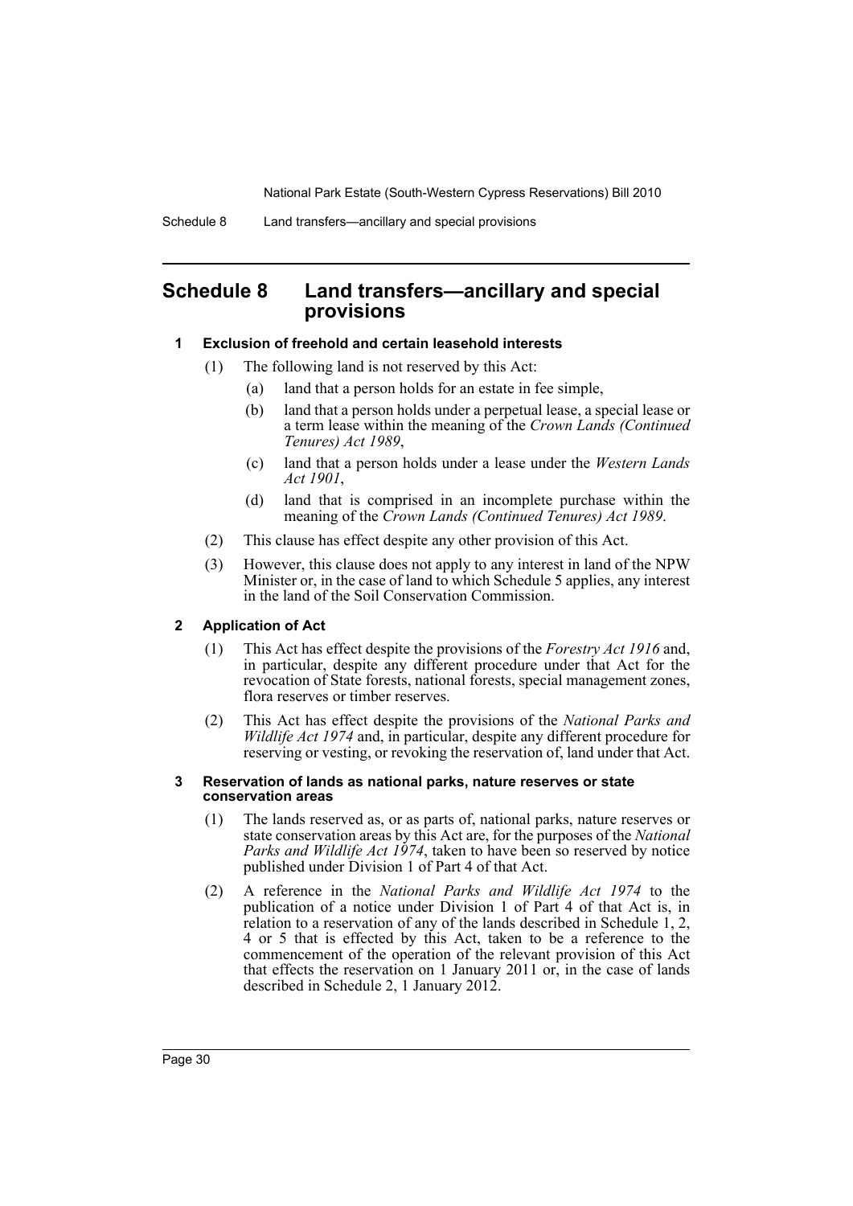# Schedule 8 Land transfers—ancillary and special provisions

### 1 Exclusion of freehold and certain leasehold interests

(1) The following land is not reserved by this Act:

- (a) land that a person holds for an estate in fee simple,
- (b) land that a person holds under a perpetual lease, a special lease or a term lease within the meaning of the *Crown Lands (Continued Tenures) Act 1989*,
- (c) land that a person holds under a lease under the *Western Lands Act 1901*,
- (d) land that is comprised in an incomplete purchase within the meaning of the *Crown Lands (Continued Tenures) Act 1989*.

(2) This clause has effect despite any other provision of this Act.

(3) However, this clause does not apply to any interest in land of the NPW Minister or, in the case of land to which Schedule 5 applies, any interest in the land of the Soil Conservation Commission.

### 2 Application of Act

(1) This Act has effect despite the provisions of the *Forestry Act 1916* and, in particular, despite any different procedure under that Act for the revocation of State forests, national forests, special management zones, flora reserves or timber reserves.

(2) This Act has effect despite the provisions of the *National Parks and Wildlife Act 1974* and, in particular, despite any different procedure for reserving or vesting, or revoking the reservation of, land under that Act.

### 3 Reservation of lands as national parks, nature reserves or state conservation areas

(1) The lands reserved as, or as parts of, national parks, nature reserves or state conservation areas by this Act are, for the purposes of the *National Parks and Wildlife Act 1974*, taken to have been so reserved by notice published under Division 1 of Part 4 of that Act.

(2) A reference in the *National Parks and Wildlife Act 1974* to the publication of a notice under Division 1 of Part 4 of that Act is, in relation to a reservation of any of the lands described in Schedule 1, 2, 4 or 5 that is effected by this Act, taken to be a reference to the commencement of the operation of the relevant provision of this Act that effects the reservation on 1 January 2011 or, in the case of lands described in Schedule 2, 1 January 2012.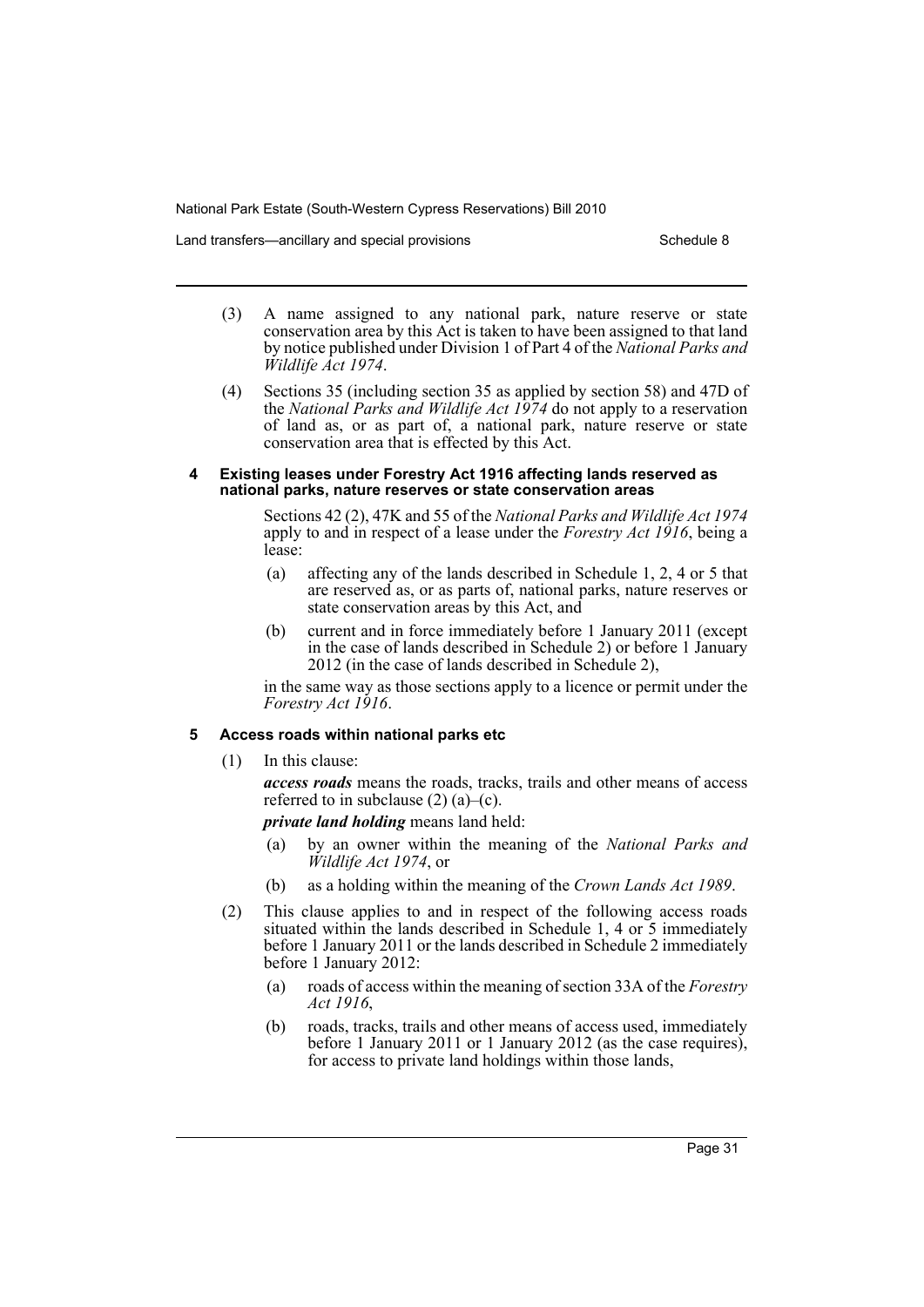(3) A name assigned to any national park, nature reserve or state conservation area by this Act is taken to have been assigned to that land by notice published under Division 1 of Part 4 of the *National Parks and Wildlife Act 1974*.

(4) Sections 35 (including section 35 as applied by section 58) and 47D of the *National Parks and Wildlife Act 1974* do not apply to a reservation of land as, or as part of, a national park, nature reserve or state conservation area that is effected by this Act.

#### 4 Existing leases under Forestry Act 1916 affecting lands reserved as national parks, nature reserves or state conservation areas

Sections 42 (2), 47K and 55 of the *National Parks and Wildlife Act 1974* apply to and in respect of a lease under the *Forestry Act 1916*, being a lease:

(a) affecting any of the lands described in Schedule 1, 2, 4 or 5 that are reserved as, or as parts of, national parks, nature reserves or state conservation areas by this Act, and

(b) current and in force immediately before 1 January 2011 (except in the case of lands described in Schedule 2) or before 1 January 2012 (in the case of lands described in Schedule 2),

in the same way as those sections apply to a licence or permit under the *Forestry Act 1916*.

#### 5 Access roads within national parks etc

(1) In this clause:

***access roads*** means the roads, tracks, trails and other means of access referred to in subclause (2) (a)–(c).

***private land holding*** means land held:

(a) by an owner within the meaning of the *National Parks and Wildlife Act 1974*, or

(b) as a holding within the meaning of the *Crown Lands Act 1989*.

(2) This clause applies to and in respect of the following access roads situated within the lands described in Schedule 1, 4 or 5 immediately before 1 January 2011 or the lands described in Schedule 2 immediately before 1 January 2012:

(a) roads of access within the meaning of section 33A of the *Forestry Act 1916*,

(b) roads, tracks, trails and other means of access used, immediately before 1 January 2011 or 1 January 2012 (as the case requires), for access to private land holdings within those lands,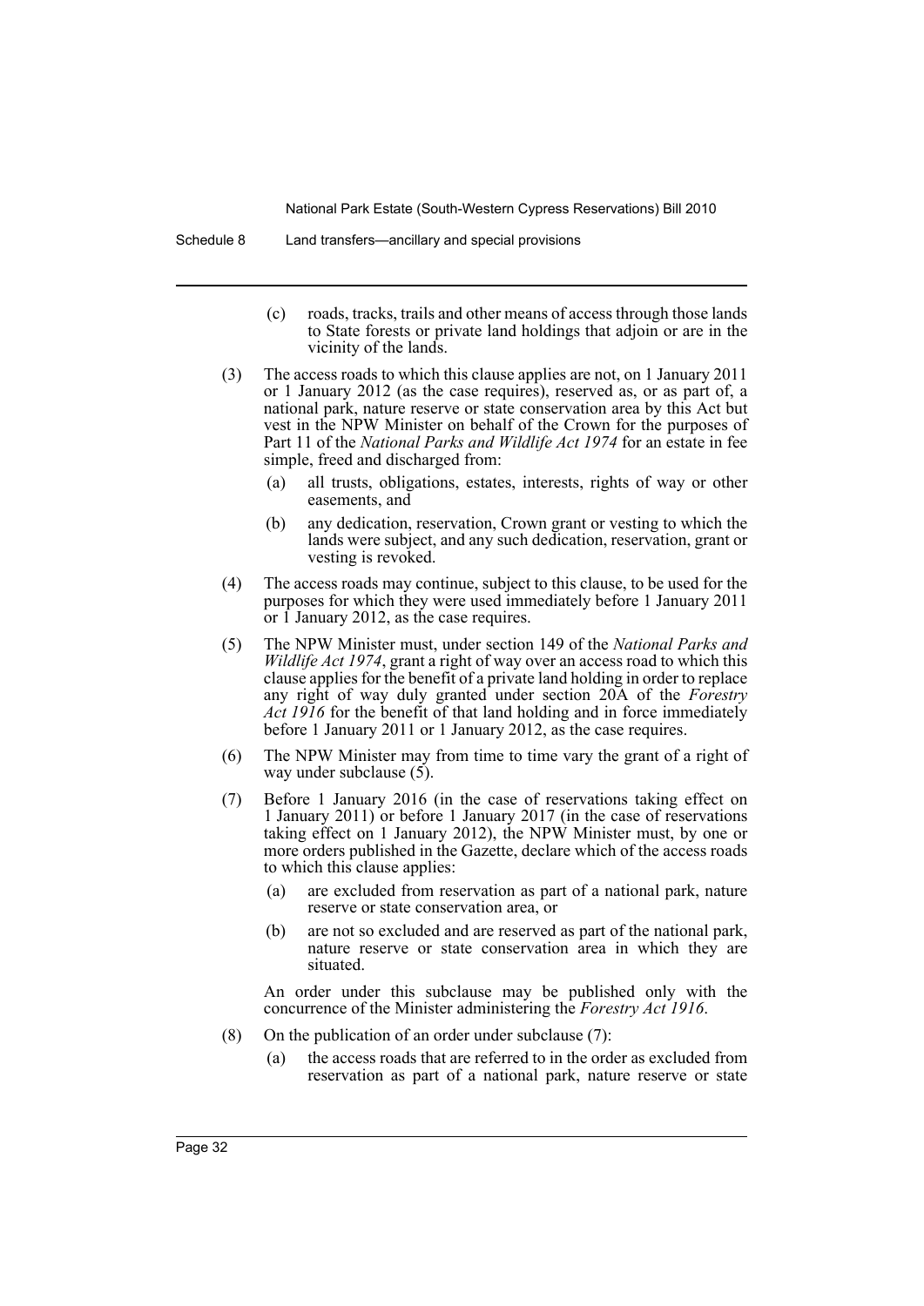(c) roads, tracks, trails and other means of access through those lands to State forests or private land holdings that adjoin or are in the vicinity of the lands.

(3) The access roads to which this clause applies are not, on 1 January 2011 or 1 January 2012 (as the case requires), reserved as, or as part of, a national park, nature reserve or state conservation area by this Act but vest in the NPW Minister on behalf of the Crown for the purposes of Part 11 of the *National Parks and Wildlife Act 1974* for an estate in fee simple, freed and discharged from:

(a) all trusts, obligations, estates, interests, rights of way or other easements, and

(b) any dedication, reservation, Crown grant or vesting to which the lands were subject, and any such dedication, reservation, grant or vesting is revoked.

(4) The access roads may continue, subject to this clause, to be used for the purposes for which they were used immediately before 1 January 2011 or 1 January 2012, as the case requires.

(5) The NPW Minister must, under section 149 of the *National Parks and Wildlife Act 1974*, grant a right of way over an access road to which this clause applies for the benefit of a private land holding in order to replace any right of way duly granted under section 20A of the *Forestry Act 1916* for the benefit of that land holding and in force immediately before 1 January 2011 or 1 January 2012, as the case requires.

(6) The NPW Minister may from time to time vary the grant of a right of way under subclause (5).

(7) Before 1 January 2016 (in the case of reservations taking effect on 1 January 2011) or before 1 January 2017 (in the case of reservations taking effect on 1 January 2012), the NPW Minister must, by one or more orders published in the Gazette, declare which of the access roads to which this clause applies:

(a) are excluded from reservation as part of a national park, nature reserve or state conservation area, or

(b) are not so excluded and are reserved as part of the national park, nature reserve or state conservation area in which they are situated.

An order under this subclause may be published only with the concurrence of the Minister administering the *Forestry Act 1916*.

(8) On the publication of an order under subclause (7):

(a) the access roads that are referred to in the order as excluded from reservation as part of a national park, nature reserve or state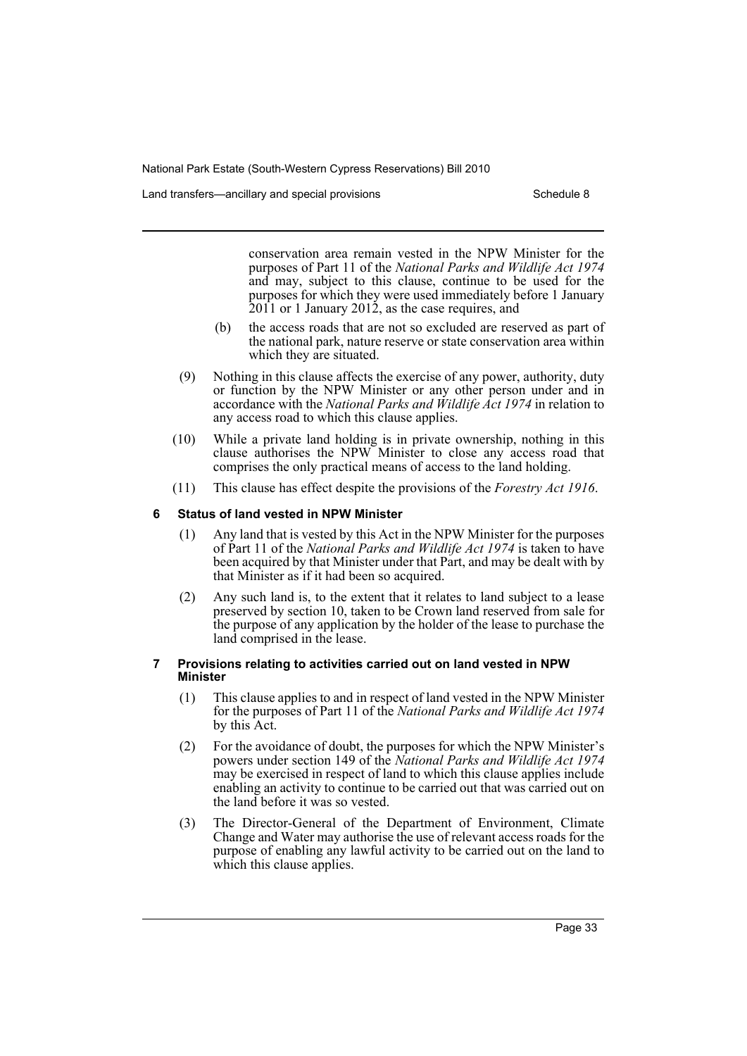conservation area remain vested in the NPW Minister for the purposes of Part 11 of the *National Parks and Wildlife Act 1974* and may, subject to this clause, continue to be used for the purposes for which they were used immediately before 1 January 2011 or 1 January 2012, as the case requires, and

(b) the access roads that are not so excluded are reserved as part of the national park, nature reserve or state conservation area within which they are situated.

(9) Nothing in this clause affects the exercise of any power, authority, duty or function by the NPW Minister or any other person under and in accordance with the *National Parks and Wildlife Act 1974* in relation to any access road to which this clause applies.

(10) While a private land holding is in private ownership, nothing in this clause authorises the NPW Minister to close any access road that comprises the only practical means of access to the land holding.

(11) This clause has effect despite the provisions of the *Forestry Act 1916*.

#### 6 Status of land vested in NPW Minister

(1) Any land that is vested by this Act in the NPW Minister for the purposes of Part 11 of the *National Parks and Wildlife Act 1974* is taken to have been acquired by that Minister under that Part, and may be dealt with by that Minister as if it had been so acquired.

(2) Any such land is, to the extent that it relates to land subject to a lease preserved by section 10, taken to be Crown land reserved from sale for the purpose of any application by the holder of the lease to purchase the land comprised in the lease.

#### 7 Provisions relating to activities carried out on land vested in NPW Minister

(1) This clause applies to and in respect of land vested in the NPW Minister for the purposes of Part 11 of the *National Parks and Wildlife Act 1974* by this Act.

(2) For the avoidance of doubt, the purposes for which the NPW Minister's powers under section 149 of the *National Parks and Wildlife Act 1974* may be exercised in respect of land to which this clause applies include enabling an activity to continue to be carried out that was carried out on the land before it was so vested.

(3) The Director-General of the Department of Environment, Climate Change and Water may authorise the use of relevant access roads for the purpose of enabling any lawful activity to be carried out on the land to which this clause applies.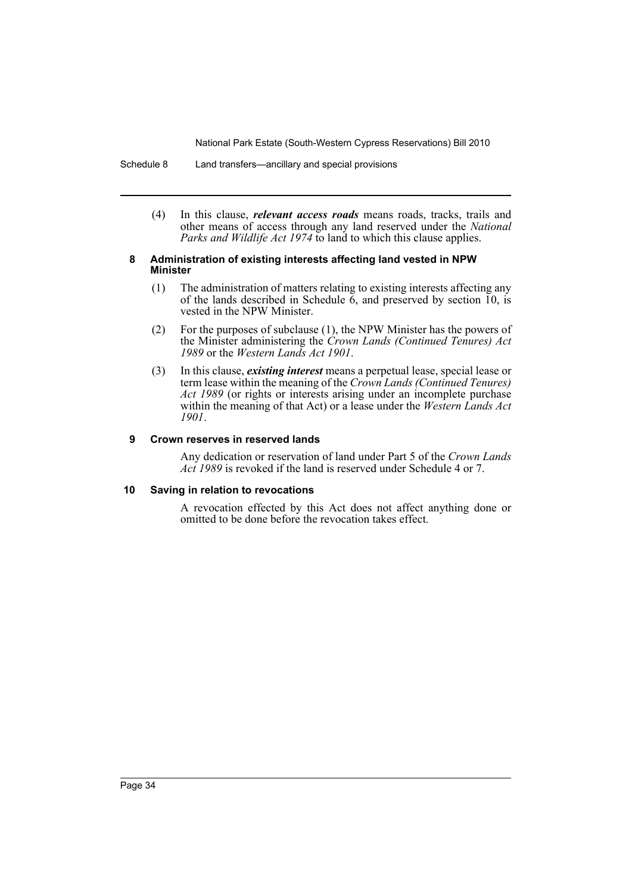(4) In this clause, ***relevant access roads*** means roads, tracks, trails and other means of access through any land reserved under the *National Parks and Wildlife Act 1974* to land to which this clause applies.

#### 8 Administration of existing interests affecting land vested in NPW Minister

(1) The administration of matters relating to existing interests affecting any of the lands described in Schedule 6, and preserved by section 10, is vested in the NPW Minister.

(2) For the purposes of subclause (1), the NPW Minister has the powers of the Minister administering the *Crown Lands (Continued Tenures) Act 1989* or the *Western Lands Act 1901*.

(3) In this clause, ***existing interest*** means a perpetual lease, special lease or term lease within the meaning of the *Crown Lands (Continued Tenures) Act 1989* (or rights or interests arising under an incomplete purchase within the meaning of that Act) or a lease under the *Western Lands Act 1901*.

#### 9 Crown reserves in reserved lands

Any dedication or reservation of land under Part 5 of the *Crown Lands Act 1989* is revoked if the land is reserved under Schedule 4 or 7.

#### 10 Saving in relation to revocations

A revocation effected by this Act does not affect anything done or omitted to be done before the revocation takes effect.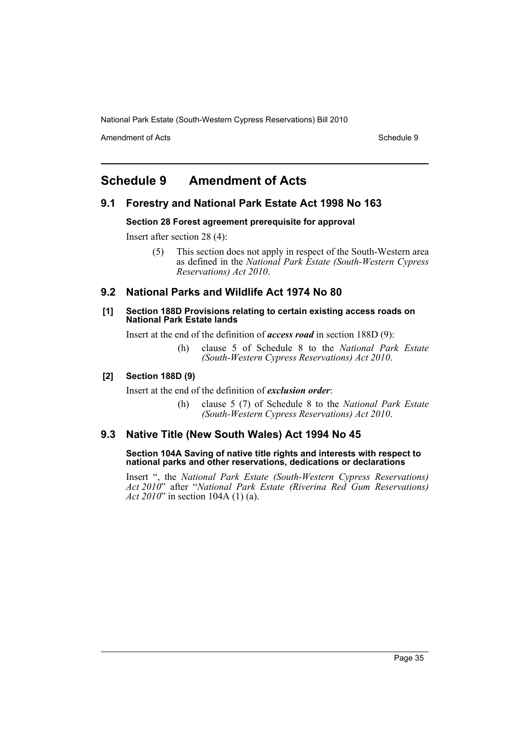# Schedule 9 Amendment of Acts

## 9.1 Forestry and National Park Estate Act 1998 No 163

**Section 28 Forest agreement prerequisite for approval**

Insert after section 28 (4):

> (5) This section does not apply in respect of the South-Western area as defined in the *National Park Estate (South-Western Cypress Reservations) Act 2010*.

## 9.2 National Parks and Wildlife Act 1974 No 80

**[1] Section 188D Provisions relating to certain existing access roads on National Park Estate lands**

Insert at the end of the definition of ***access road*** in section 188D (9):

> (h) clause 5 of Schedule 8 to the *National Park Estate (South-Western Cypress Reservations) Act 2010*.

**[2] Section 188D (9)**

Insert at the end of the definition of ***exclusion order***:

> (h) clause 5 (7) of Schedule 8 to the *National Park Estate (South-Western Cypress Reservations) Act 2010*.

## 9.3 Native Title (New South Wales) Act 1994 No 45

**Section 104A Saving of native title rights and interests with respect to national parks and other reservations, dedications or declarations**

Insert ", the *National Park Estate (South-Western Cypress Reservations) Act 2010*" after "*National Park Estate (Riverina Red Gum Reservations) Act 2010*" in section 104A (1) (a).